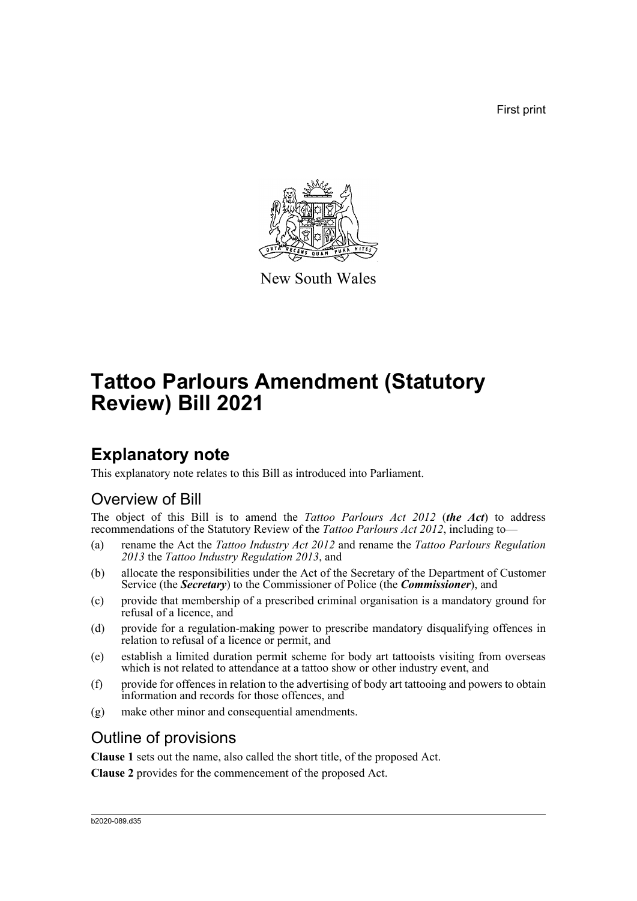First print

New South Wales

# Tattoo Parlours Amendment (Statutory Review) Bill 2021

## Explanatory note

This explanatory note relates to this Bill as introduced into Parliament.

### Overview of Bill

The object of this Bill is to amend the *Tattoo Parlours Act 2012* (***the Act***) to address recommendations of the Statutory Review of the *Tattoo Parlours Act 2012*, including to—

(a) rename the Act the *Tattoo Industry Act 2012* and rename the *Tattoo Parlours Regulation 2013* the *Tattoo Industry Regulation 2013*, and

(b) allocate the responsibilities under the Act of the Secretary of the Department of Customer Service (the ***Secretary***) to the Commissioner of Police (the ***Commissioner***), and

(c) provide that membership of a prescribed criminal organisation is a mandatory ground for refusal of a licence, and

(d) provide for a regulation-making power to prescribe mandatory disqualifying offences in relation to refusal of a licence or permit, and

(e) establish a limited duration permit scheme for body art tattooists visiting from overseas which is not related to attendance at a tattoo show or other industry event, and

(f) provide for offences in relation to the advertising of body art tattooing and powers to obtain information and records for those offences, and

(g) make other minor and consequential amendments.

### Outline of provisions

**Clause 1** sets out the name, also called the short title, of the proposed Act.

**Clause 2** provides for the commencement of the proposed Act.

b2020-089.d35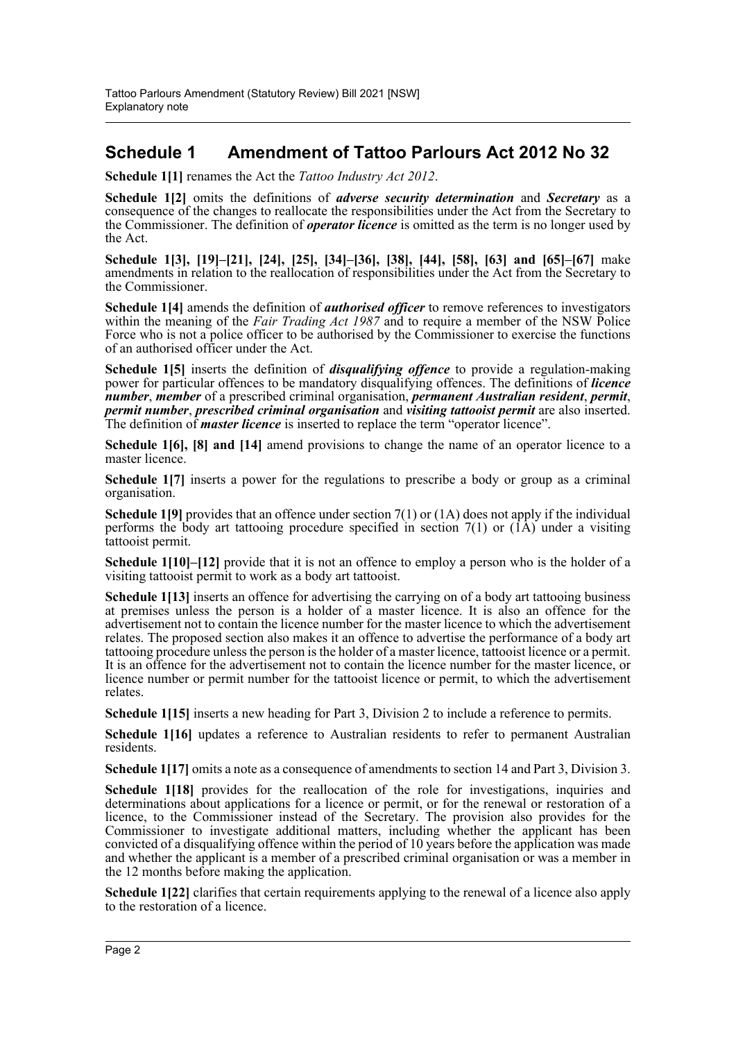## Schedule 1 Amendment of Tattoo Parlours Act 2012 No 32

**Schedule 1[1]** renames the Act the *Tattoo Industry Act 2012*.

**Schedule 1[2]** omits the definitions of ***adverse security determination*** and ***Secretary*** as a consequence of the changes to reallocate the responsibilities under the Act from the Secretary to the Commissioner. The definition of ***operator licence*** is omitted as the term is no longer used by the Act.

**Schedule 1[3], [19]–[21], [24], [25], [34]–[36], [38], [44], [58], [63] and [65]–[67]** make amendments in relation to the reallocation of responsibilities under the Act from the Secretary to the Commissioner.

**Schedule 1[4]** amends the definition of ***authorised officer*** to remove references to investigators within the meaning of the *Fair Trading Act 1987* and to require a member of the NSW Police Force who is not a police officer to be authorised by the Commissioner to exercise the functions of an authorised officer under the Act.

**Schedule 1[5]** inserts the definition of ***disqualifying offence*** to provide a regulation-making power for particular offences to be mandatory disqualifying offences. The definitions of ***licence number***, ***member*** of a prescribed criminal organisation, ***permanent Australian resident***, ***permit***, ***permit number***, ***prescribed criminal organisation*** and ***visiting tattooist permit*** are also inserted. The definition of ***master licence*** is inserted to replace the term "operator licence".

**Schedule 1[6], [8] and [14]** amend provisions to change the name of an operator licence to a master licence.

**Schedule 1[7]** inserts a power for the regulations to prescribe a body or group as a criminal organisation.

**Schedule 1[9]** provides that an offence under section 7(1) or (1A) does not apply if the individual performs the body art tattooing procedure specified in section 7(1) or (1A) under a visiting tattooist permit.

**Schedule 1[10]–[12]** provide that it is not an offence to employ a person who is the holder of a visiting tattooist permit to work as a body art tattooist.

**Schedule 1[13]** inserts an offence for advertising the carrying on of a body art tattooing business at premises unless the person is a holder of a master licence. It is also an offence for the advertisement not to contain the licence number for the master licence to which the advertisement relates. The proposed section also makes it an offence to advertise the performance of a body art tattooing procedure unless the person is the holder of a master licence, tattooist licence or a permit. It is an offence for the advertisement not to contain the licence number for the master licence, or licence number or permit number for the tattooist licence or permit, to which the advertisement relates.

**Schedule 1[15]** inserts a new heading for Part 3, Division 2 to include a reference to permits.

**Schedule 1[16]** updates a reference to Australian residents to refer to permanent Australian residents.

**Schedule 1[17]** omits a note as a consequence of amendments to section 14 and Part 3, Division 3.

**Schedule 1[18]** provides for the reallocation of the role for investigations, inquiries and determinations about applications for a licence or permit, or for the renewal or restoration of a licence, to the Commissioner instead of the Secretary. The provision also provides for the Commissioner to investigate additional matters, including whether the applicant has been convicted of a disqualifying offence within the period of 10 years before the application was made and whether the applicant is a member of a prescribed criminal organisation or was a member in the 12 months before making the application.

**Schedule 1[22]** clarifies that certain requirements applying to the renewal of a licence also apply to the restoration of a licence.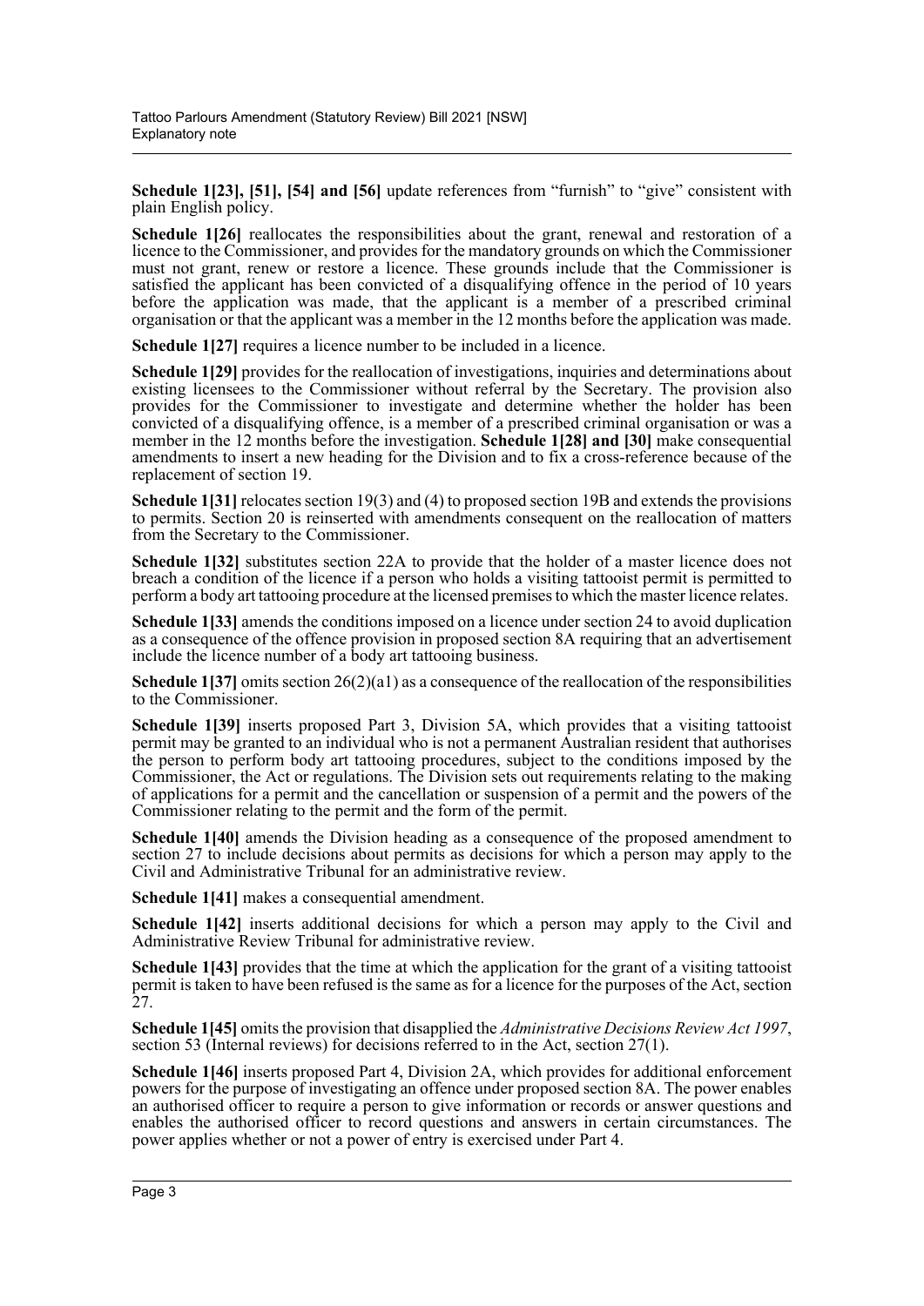**Schedule 1[23], [51], [54] and [56]** update references from "furnish" to "give" consistent with plain English policy.

**Schedule 1[26]** reallocates the responsibilities about the grant, renewal and restoration of a licence to the Commissioner, and provides for the mandatory grounds on which the Commissioner must not grant, renew or restore a licence. These grounds include that the Commissioner is satisfied the applicant has been convicted of a disqualifying offence in the period of 10 years before the application was made, that the applicant is a member of a prescribed criminal organisation or that the applicant was a member in the 12 months before the application was made.

**Schedule 1[27]** requires a licence number to be included in a licence.

**Schedule 1[29]** provides for the reallocation of investigations, inquiries and determinations about existing licensees to the Commissioner without referral by the Secretary. The provision also provides for the Commissioner to investigate and determine whether the holder has been convicted of a disqualifying offence, is a member of a prescribed criminal organisation or was a member in the 12 months before the investigation. **Schedule 1[28] and [30]** make consequential amendments to insert a new heading for the Division and to fix a cross-reference because of the replacement of section 19.

**Schedule 1[31]** relocates section 19(3) and (4) to proposed section 19B and extends the provisions to permits. Section 20 is reinserted with amendments consequent on the reallocation of matters from the Secretary to the Commissioner.

**Schedule 1[32]** substitutes section 22A to provide that the holder of a master licence does not breach a condition of the licence if a person who holds a visiting tattooist permit is permitted to perform a body art tattooing procedure at the licensed premises to which the master licence relates.

**Schedule 1[33]** amends the conditions imposed on a licence under section 24 to avoid duplication as a consequence of the offence provision in proposed section 8A requiring that an advertisement include the licence number of a body art tattooing business.

**Schedule 1[37]** omits section 26(2)(a1) as a consequence of the reallocation of the responsibilities to the Commissioner.

**Schedule 1[39]** inserts proposed Part 3, Division 5A, which provides that a visiting tattooist permit may be granted to an individual who is not a permanent Australian resident that authorises the person to perform body art tattooing procedures, subject to the conditions imposed by the Commissioner, the Act or regulations. The Division sets out requirements relating to the making of applications for a permit and the cancellation or suspension of a permit and the powers of the Commissioner relating to the permit and the form of the permit.

**Schedule 1[40]** amends the Division heading as a consequence of the proposed amendment to section 27 to include decisions about permits as decisions for which a person may apply to the Civil and Administrative Tribunal for an administrative review.

**Schedule 1[41]** makes a consequential amendment.

**Schedule 1[42]** inserts additional decisions for which a person may apply to the Civil and Administrative Review Tribunal for administrative review.

**Schedule 1[43]** provides that the time at which the application for the grant of a visiting tattooist permit is taken to have been refused is the same as for a licence for the purposes of the Act, section 27.

**Schedule 1[45]** omits the provision that disapplied the *Administrative Decisions Review Act 1997*, section 53 (Internal reviews) for decisions referred to in the Act, section 27(1).

**Schedule 1[46]** inserts proposed Part 4, Division 2A, which provides for additional enforcement powers for the purpose of investigating an offence under proposed section 8A. The power enables an authorised officer to require a person to give information or records or answer questions and enables the authorised officer to record questions and answers in certain circumstances. The power applies whether or not a power of entry is exercised under Part 4.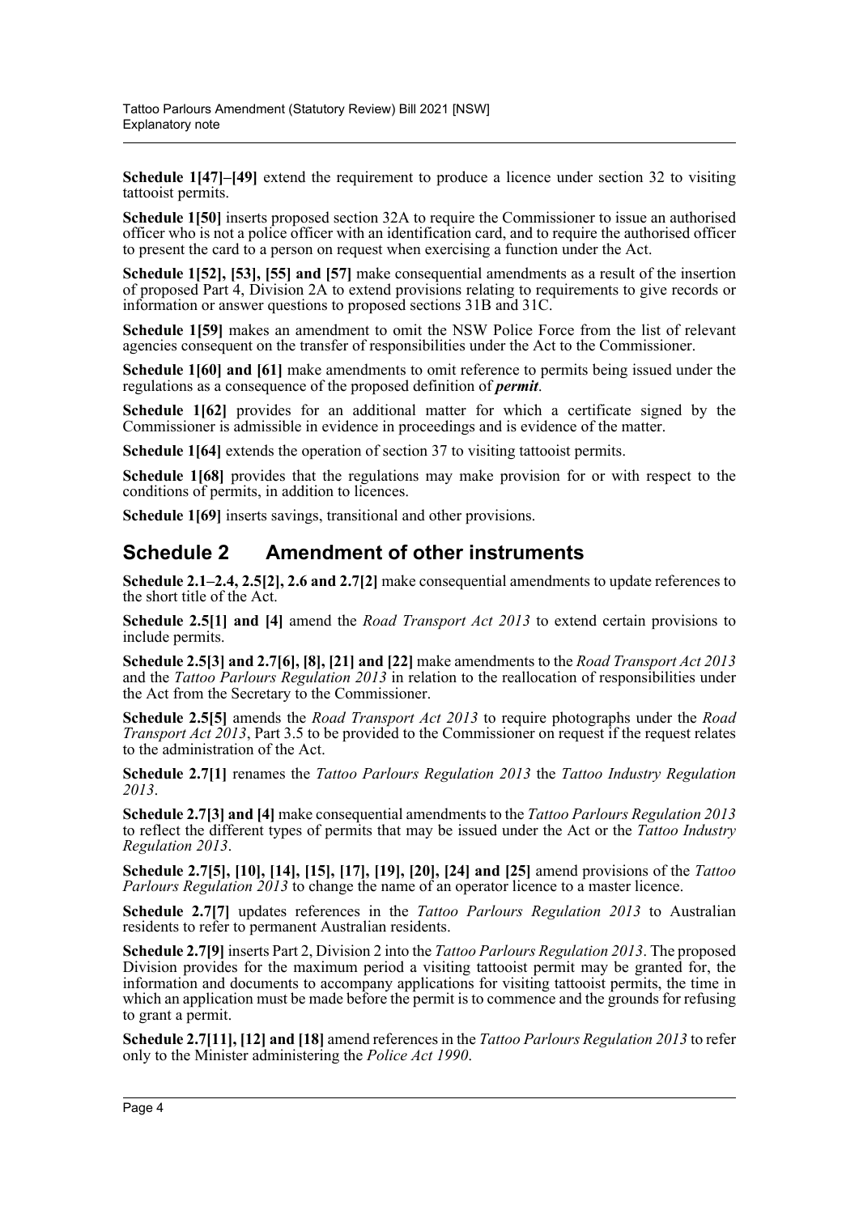**Schedule 1[47]–[49]** extend the requirement to produce a licence under section 32 to visiting tattooist permits.

**Schedule 1[50]** inserts proposed section 32A to require the Commissioner to issue an authorised officer who is not a police officer with an identification card, and to require the authorised officer to present the card to a person on request when exercising a function under the Act.

**Schedule 1[52], [53], [55] and [57]** make consequential amendments as a result of the insertion of proposed Part 4, Division 2A to extend provisions relating to requirements to give records or information or answer questions to proposed sections 31B and 31C.

**Schedule 1[59]** makes an amendment to omit the NSW Police Force from the list of relevant agencies consequent on the transfer of responsibilities under the Act to the Commissioner.

**Schedule 1[60] and [61]** make amendments to omit reference to permits being issued under the regulations as a consequence of the proposed definition of ***permit***.

**Schedule 1[62]** provides for an additional matter for which a certificate signed by the Commissioner is admissible in evidence in proceedings and is evidence of the matter.

**Schedule 1[64]** extends the operation of section 37 to visiting tattooist permits.

**Schedule 1[68]** provides that the regulations may make provision for or with respect to the conditions of permits, in addition to licences.

**Schedule 1[69]** inserts savings, transitional and other provisions.

## Schedule 2 Amendment of other instruments

**Schedule 2.1–2.4, 2.5[2], 2.6 and 2.7[2]** make consequential amendments to update references to the short title of the Act.

**Schedule 2.5[1] and [4]** amend the *Road Transport Act 2013* to extend certain provisions to include permits.

**Schedule 2.5[3] and 2.7[6], [8], [21] and [22]** make amendments to the *Road Transport Act 2013* and the *Tattoo Parlours Regulation 2013* in relation to the reallocation of responsibilities under the Act from the Secretary to the Commissioner.

**Schedule 2.5[5]** amends the *Road Transport Act 2013* to require photographs under the *Road Transport Act 2013*, Part 3.5 to be provided to the Commissioner on request if the request relates to the administration of the Act.

**Schedule 2.7[1]** renames the *Tattoo Parlours Regulation 2013* the *Tattoo Industry Regulation 2013*.

**Schedule 2.7[3] and [4]** make consequential amendments to the *Tattoo Parlours Regulation 2013* to reflect the different types of permits that may be issued under the Act or the *Tattoo Industry Regulation 2013*.

**Schedule 2.7[5], [10], [14], [15], [17], [19], [20], [24] and [25]** amend provisions of the *Tattoo Parlours Regulation 2013* to change the name of an operator licence to a master licence.

**Schedule 2.7[7]** updates references in the *Tattoo Parlours Regulation 2013* to Australian residents to refer to permanent Australian residents.

**Schedule 2.7[9]** inserts Part 2, Division 2 into the *Tattoo Parlours Regulation 2013*. The proposed Division provides for the maximum period a visiting tattooist permit may be granted for, the information and documents to accompany applications for visiting tattooist permits, the time in which an application must be made before the permit is to commence and the grounds for refusing to grant a permit.

**Schedule 2.7[11], [12] and [18]** amend references in the *Tattoo Parlours Regulation 2013* to refer only to the Minister administering the *Police Act 1990*.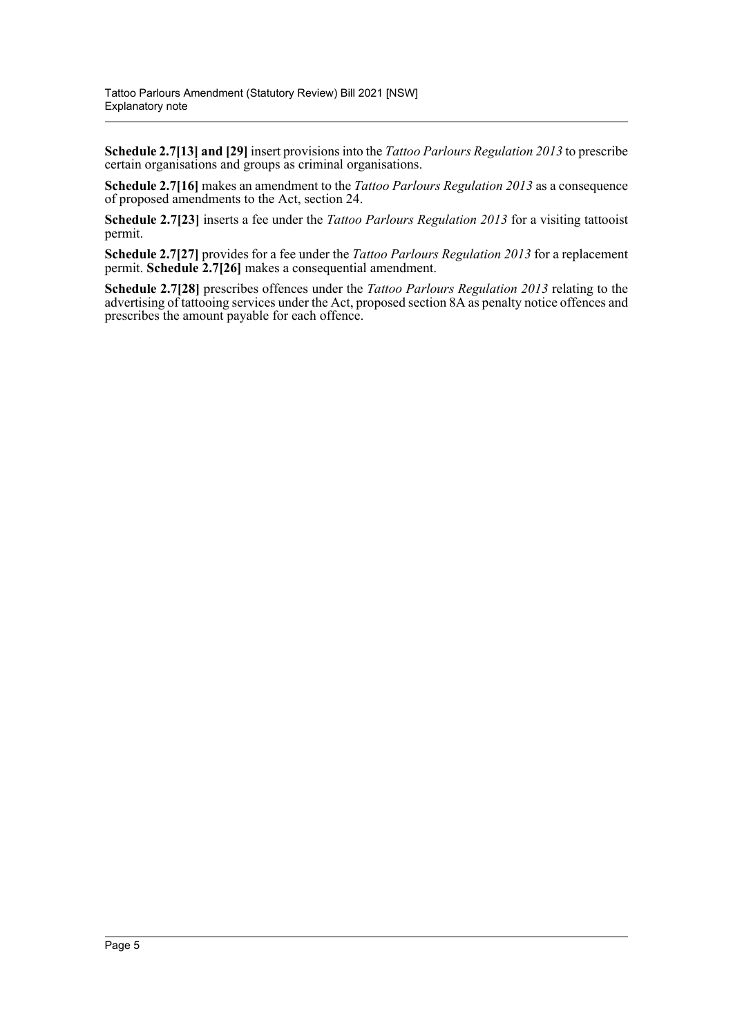**Schedule 2.7[13] and [29]** insert provisions into the *Tattoo Parlours Regulation 2013* to prescribe certain organisations and groups as criminal organisations.

**Schedule 2.7[16]** makes an amendment to the *Tattoo Parlours Regulation 2013* as a consequence of proposed amendments to the Act, section 24.

**Schedule 2.7[23]** inserts a fee under the *Tattoo Parlours Regulation 2013* for a visiting tattooist permit.

**Schedule 2.7[27]** provides for a fee under the *Tattoo Parlours Regulation 2013* for a replacement permit. **Schedule 2.7[26]** makes a consequential amendment.

**Schedule 2.7[28]** prescribes offences under the *Tattoo Parlours Regulation 2013* relating to the advertising of tattooing services under the Act, proposed section 8A as penalty notice offences and prescribes the amount payable for each offence.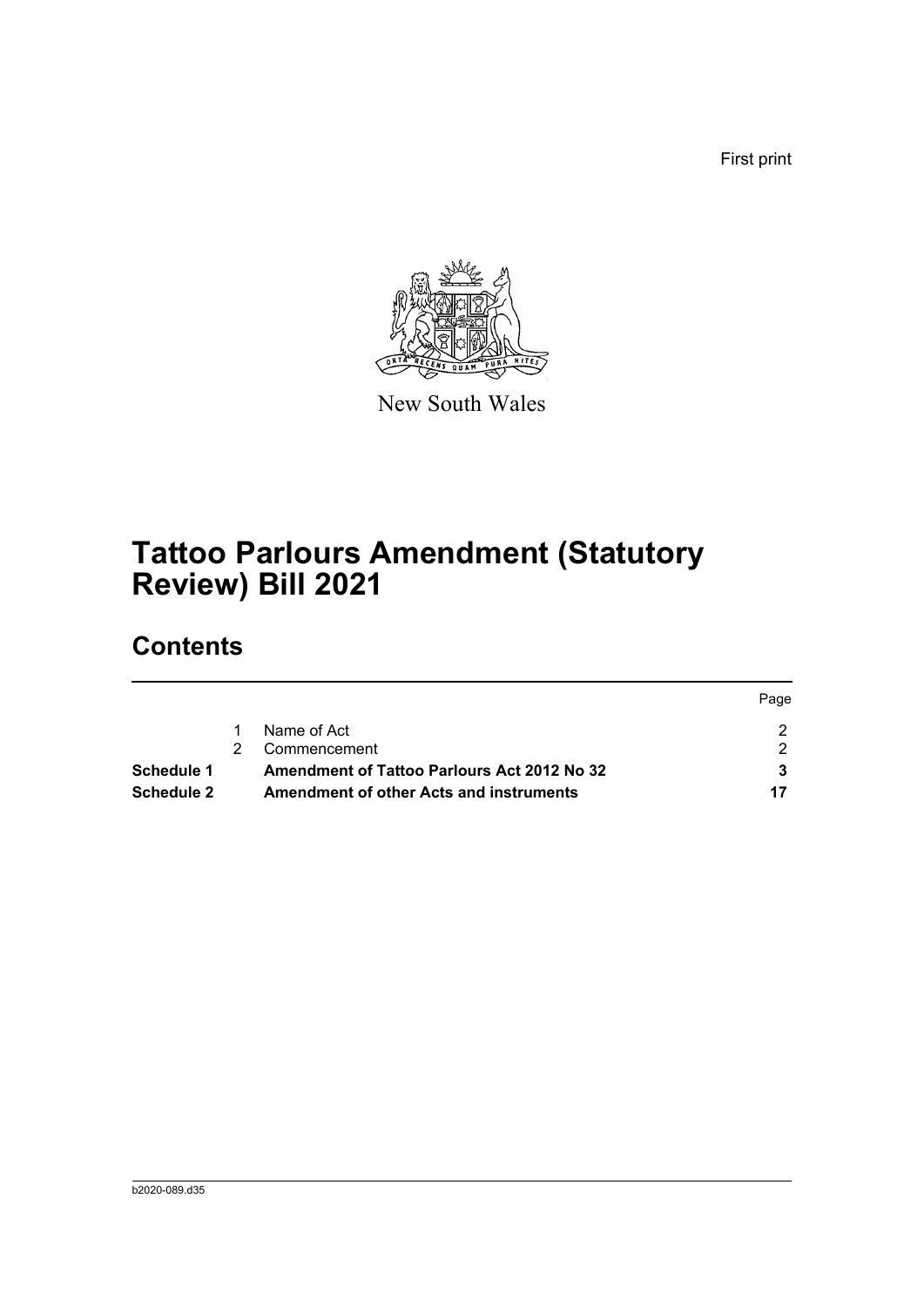First print

New South Wales

# Tattoo Parlours Amendment (Statutory Review) Bill 2021

## Contents

| | | | Page |
|---|---|---|---|
| | 1 | Name of Act | 2 |
| | 2 | Commencement | 2 |
| **Schedule 1** | | **Amendment of Tattoo Parlours Act 2012 No 32** | **3** |
| **Schedule 2** | | **Amendment of other Acts and instruments** | **17** |

b2020-089.d35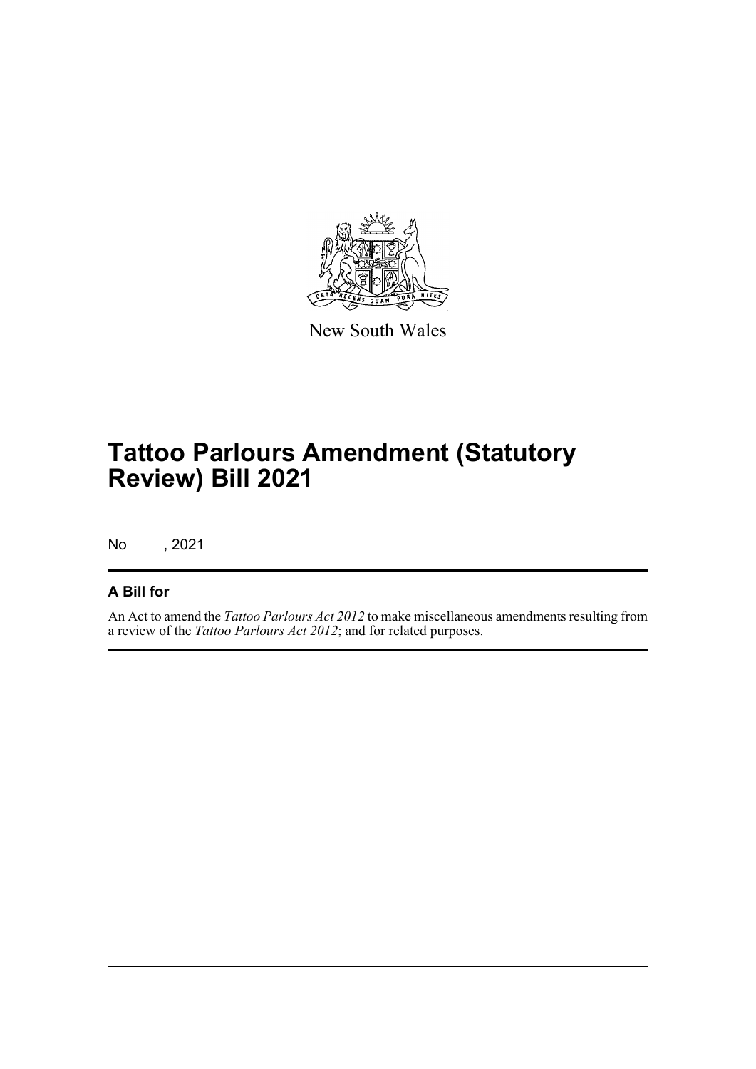New South Wales

# Tattoo Parlours Amendment (Statutory Review) Bill 2021

No , 2021

## A Bill for

An Act to amend the *Tattoo Parlours Act 2012* to make miscellaneous amendments resulting from a review of the *Tattoo Parlours Act 2012*; and for related purposes.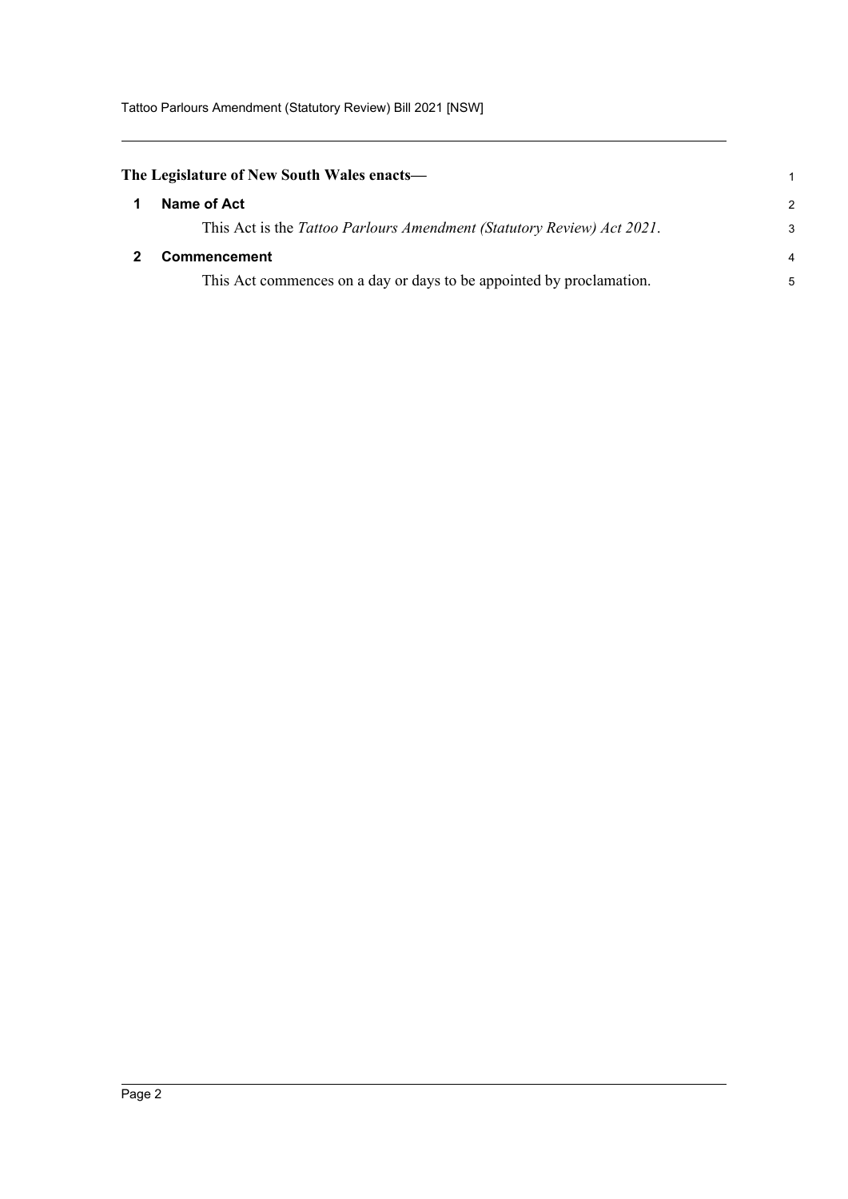**The Legislature of New South Wales enacts—**

## 1 Name of Act

This Act is the *Tattoo Parlours Amendment (Statutory Review) Act 2021*.

## 2 Commencement

This Act commences on a day or days to be appointed by proclamation.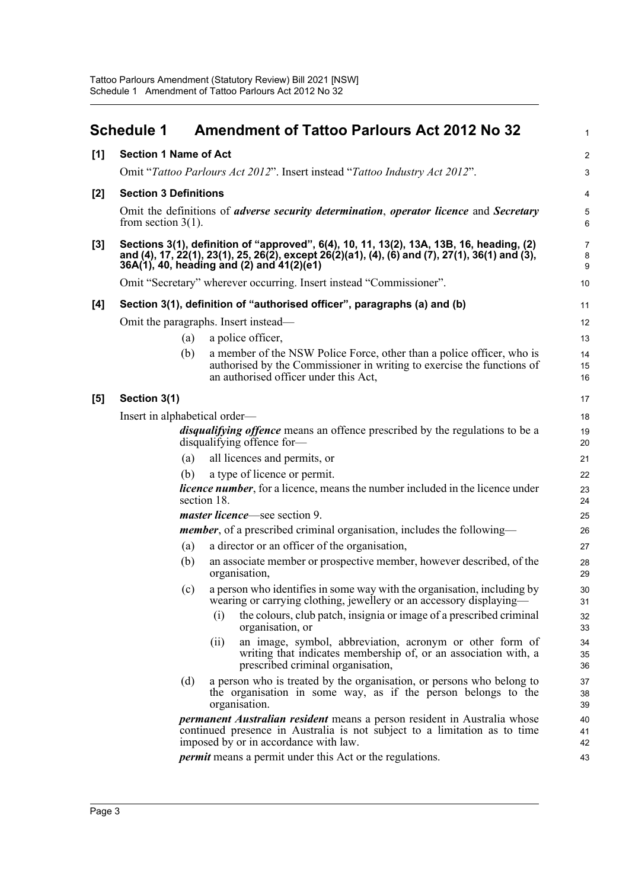## Schedule 1 Amendment of Tattoo Parlours Act 2012 No 32

**[1] Section 1 Name of Act**

Omit "*Tattoo Parlours Act 2012*". Insert instead "*Tattoo Industry Act 2012*".

**[2] Section 3 Definitions**

Omit the definitions of ***adverse security determination***, ***operator licence*** and ***Secretary*** from section 3(1).

**[3] Sections 3(1), definition of "approved", 6(4), 10, 11, 13(2), 13A, 13B, 16, heading, (2) and (4), 17, 22(1), 23(1), 25, 26(2), except 26(2)(a1), (4), (6) and (7), 27(1), 36(1) and (3), 36A(1), 40, heading and (2) and 41(2)(e1)**

Omit "Secretary" wherever occurring. Insert instead "Commissioner".

**[4] Section 3(1), definition of "authorised officer", paragraphs (a) and (b)**

Omit the paragraphs. Insert instead—

(a) a police officer,

(b) a member of the NSW Police Force, other than a police officer, who is authorised by the Commissioner in writing to exercise the functions of an authorised officer under this Act,

**[5] Section 3(1)**

Insert in alphabetical order—

***disqualifying offence*** means an offence prescribed by the regulations to be a disqualifying offence for—

(a) all licences and permits, or

(b) a type of licence or permit.

***licence number***, for a licence, means the number included in the licence under section 18.

***master licence***—see section 9.

***member***, of a prescribed criminal organisation, includes the following—

(a) a director or an officer of the organisation,

(b) an associate member or prospective member, however described, of the organisation,

(c) a person who identifies in some way with the organisation, including by wearing or carrying clothing, jewellery or an accessory displaying—

(i) the colours, club patch, insignia or image of a prescribed criminal organisation, or

(ii) an image, symbol, abbreviation, acronym or other form of writing that indicates membership of, or an association with, a prescribed criminal organisation,

(d) a person who is treated by the organisation, or persons who belong to the organisation in some way, as if the person belongs to the organisation.

***permanent Australian resident*** means a person resident in Australia whose continued presence in Australia is not subject to a limitation as to time imposed by or in accordance with law.

***permit*** means a permit under this Act or the regulations.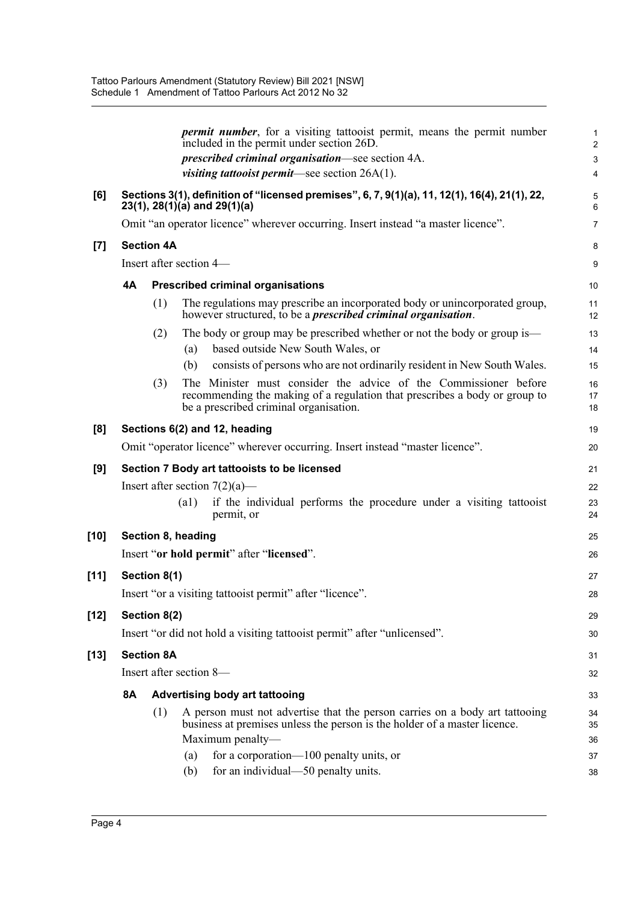*permit number*, for a visiting tattooist permit, means the permit number included in the permit under section 26D.

*prescribed criminal organisation*—see section 4A.

*visiting tattooist permit*—see section 26A(1).

**[6] Sections 3(1), definition of "licensed premises", 6, 7, 9(1)(a), 11, 12(1), 16(4), 21(1), 22, 23(1), 28(1)(a) and 29(1)(a)**

Omit "an operator licence" wherever occurring. Insert instead "a master licence".

**[7] Section 4A**

Insert after section 4—

**4A Prescribed criminal organisations**

(1) The regulations may prescribe an incorporated body or unincorporated group, however structured, to be a ***prescribed criminal organisation***.

(2) The body or group may be prescribed whether or not the body or group is—

(a) based outside New South Wales, or

(b) consists of persons who are not ordinarily resident in New South Wales.

(3) The Minister must consider the advice of the Commissioner before recommending the making of a regulation that prescribes a body or group to be a prescribed criminal organisation.

**[8] Sections 6(2) and 12, heading**

Omit "operator licence" wherever occurring. Insert instead "master licence".

**[9] Section 7 Body art tattooists to be licensed**

Insert after section 7(2)(a)—

(a1) if the individual performs the procedure under a visiting tattooist permit, or

**[10] Section 8, heading**

Insert "**or hold permit**" after "**licensed**".

**[11] Section 8(1)**

Insert "or a visiting tattooist permit" after "licence".

**[12] Section 8(2)**

Insert "or did not hold a visiting tattooist permit" after "unlicensed".

**[13] Section 8A**

Insert after section 8—

**8A Advertising body art tattooing**

(1) A person must not advertise that the person carries on a body art tattooing business at premises unless the person is the holder of a master licence.

Maximum penalty—

(a) for a corporation—100 penalty units, or

(b) for an individual—50 penalty units.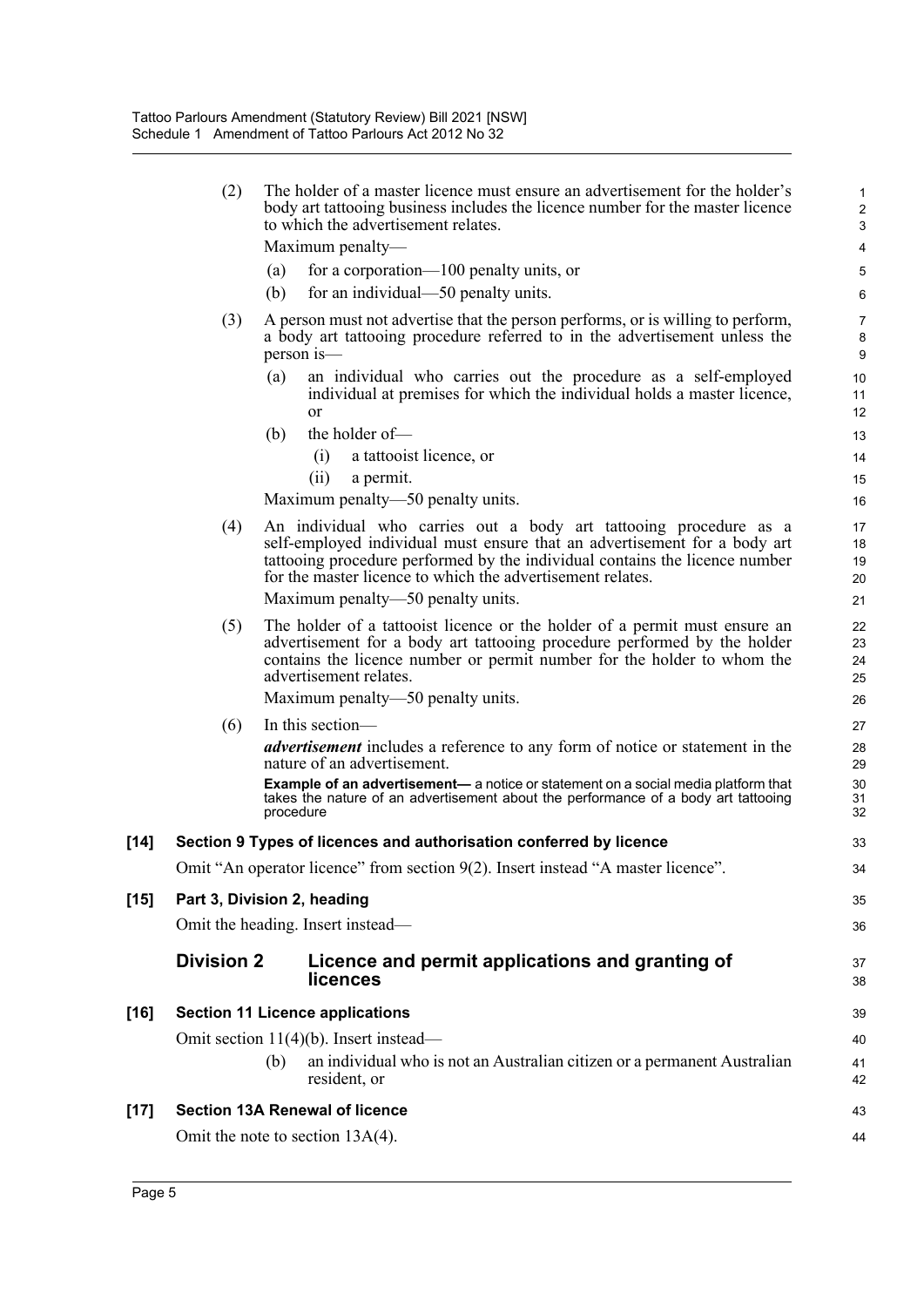(2) The holder of a master licence must ensure an advertisement for the holder's body art tattooing business includes the licence number for the master licence to which the advertisement relates.

Maximum penalty—

(a) for a corporation—100 penalty units, or

(b) for an individual—50 penalty units.

(3) A person must not advertise that the person performs, or is willing to perform, a body art tattooing procedure referred to in the advertisement unless the person is—

(a) an individual who carries out the procedure as a self-employed individual at premises for which the individual holds a master licence, or

(b) the holder of—

(i) a tattooist licence, or

(ii) a permit.

Maximum penalty—50 penalty units.

(4) An individual who carries out a body art tattooing procedure as a self-employed individual must ensure that an advertisement for a body art tattooing procedure performed by the individual contains the licence number for the master licence to which the advertisement relates.

Maximum penalty—50 penalty units.

(5) The holder of a tattooist licence or the holder of a permit must ensure an advertisement for a body art tattooing procedure performed by the holder contains the licence number or permit number for the holder to whom the advertisement relates.

Maximum penalty—50 penalty units.

(6) In this section—

***advertisement*** includes a reference to any form of notice or statement in the nature of an advertisement.

**Example of an advertisement—** a notice or statement on a social media platform that takes the nature of an advertisement about the performance of a body art tattooing procedure

**[14] Section 9 Types of licences and authorisation conferred by licence**

Omit "An operator licence" from section 9(2). Insert instead "A master licence".

**[15] Part 3, Division 2, heading**

Omit the heading. Insert instead—

## Division 2 Licence and permit applications and granting of licences

**[16] Section 11 Licence applications**

Omit section 11(4)(b). Insert instead—

(b) an individual who is not an Australian citizen or a permanent Australian resident, or

**[17] Section 13A Renewal of licence**

Omit the note to section 13A(4).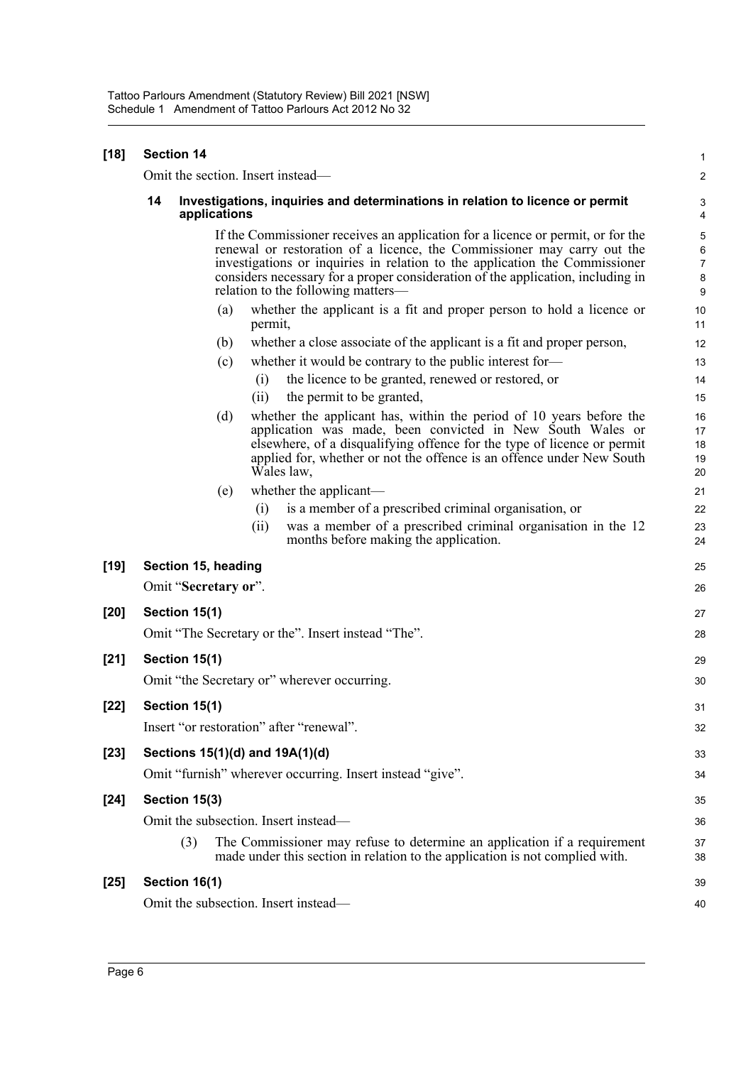**[18] Section 14**

Omit the section. Insert instead—

**14 Investigations, inquiries and determinations in relation to licence or permit applications**

If the Commissioner receives an application for a licence or permit, or for the renewal or restoration of a licence, the Commissioner may carry out the investigations or inquiries in relation to the application the Commissioner considers necessary for a proper consideration of the application, including in relation to the following matters—

(a) whether the applicant is a fit and proper person to hold a licence or permit,

(b) whether a close associate of the applicant is a fit and proper person,

(c) whether it would be contrary to the public interest for—

(i) the licence to be granted, renewed or restored, or

(ii) the permit to be granted,

(d) whether the applicant has, within the period of 10 years before the application was made, been convicted in New South Wales or elsewhere, of a disqualifying offence for the type of licence or permit applied for, whether or not the offence is an offence under New South Wales law,

(e) whether the applicant—

(i) is a member of a prescribed criminal organisation, or

(ii) was a member of a prescribed criminal organisation in the 12 months before making the application.

**[19] Section 15, heading**

Omit "**Secretary or**".

**[20] Section 15(1)**

Omit "The Secretary or the". Insert instead "The".

**[21] Section 15(1)**

Omit "the Secretary or" wherever occurring.

**[22] Section 15(1)**

Insert "or restoration" after "renewal".

**[23] Sections 15(1)(d) and 19A(1)(d)**

Omit "furnish" wherever occurring. Insert instead "give".

**[24] Section 15(3)**

Omit the subsection. Insert instead—

(3) The Commissioner may refuse to determine an application if a requirement made under this section in relation to the application is not complied with.

**[25] Section 16(1)**

Omit the subsection. Insert instead—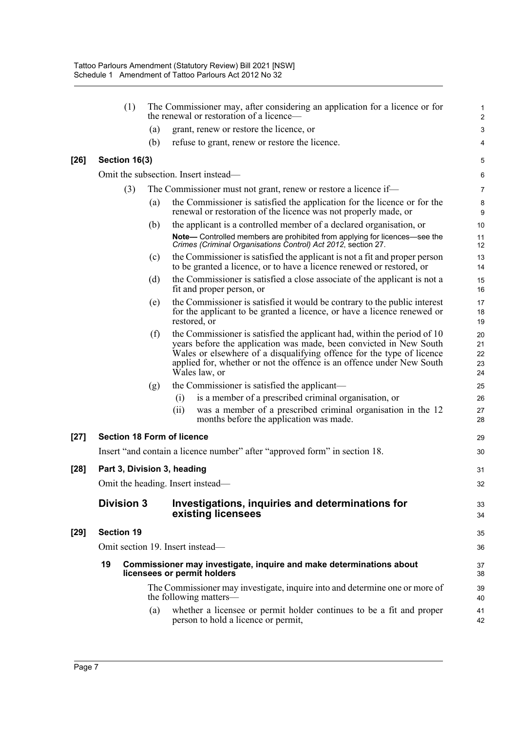(1) The Commissioner may, after considering an application for a licence or for the renewal or restoration of a licence—

(a) grant, renew or restore the licence, or

(b) refuse to grant, renew or restore the licence.

**[26] Section 16(3)**

Omit the subsection. Insert instead—

(3) The Commissioner must not grant, renew or restore a licence if—

(a) the Commissioner is satisfied the application for the licence or for the renewal or restoration of the licence was not properly made, or

(b) the applicant is a controlled member of a declared organisation, or

**Note—** Controlled members are prohibited from applying for licences—see the *Crimes (Criminal Organisations Control) Act 2012*, section 27.

(c) the Commissioner is satisfied the applicant is not a fit and proper person to be granted a licence, or to have a licence renewed or restored, or

(d) the Commissioner is satisfied a close associate of the applicant is not a fit and proper person, or

(e) the Commissioner is satisfied it would be contrary to the public interest for the applicant to be granted a licence, or have a licence renewed or restored, or

(f) the Commissioner is satisfied the applicant had, within the period of 10 years before the application was made, been convicted in New South Wales or elsewhere of a disqualifying offence for the type of licence applied for, whether or not the offence is an offence under New South Wales law, or

(g) the Commissioner is satisfied the applicant—

(i) is a member of a prescribed criminal organisation, or

(ii) was a member of a prescribed criminal organisation in the 12 months before the application was made.

**[27] Section 18 Form of licence**

Insert "and contain a licence number" after "approved form" in section 18.

**[28] Part 3, Division 3, heading**

Omit the heading. Insert instead—

## Division 3 Investigations, inquiries and determinations for existing licensees

**[29] Section 19**

Omit section 19. Insert instead—

**19 Commissioner may investigate, inquire and make determinations about licensees or permit holders**

The Commissioner may investigate, inquire into and determine one or more of the following matters—

(a) whether a licensee or permit holder continues to be a fit and proper person to hold a licence or permit,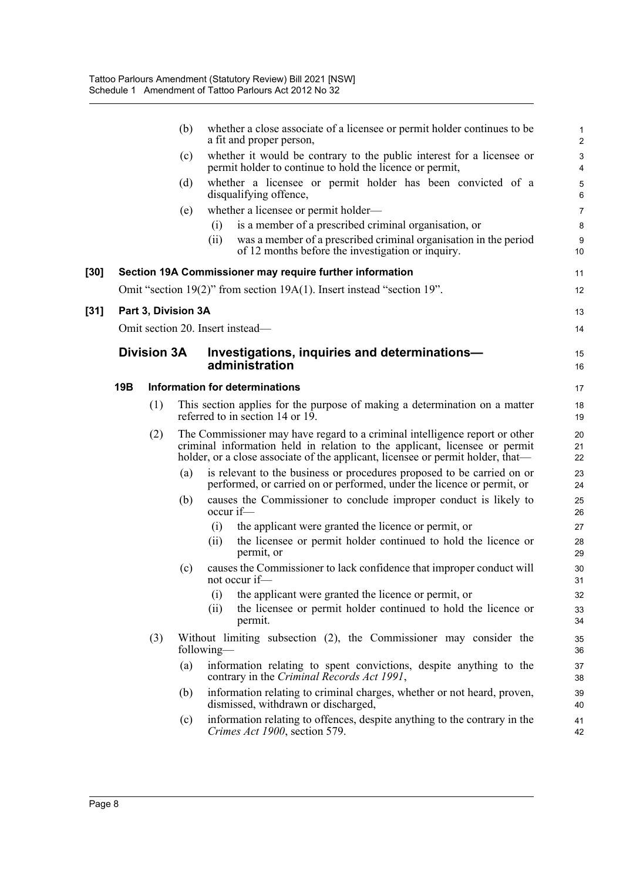(b) whether a close associate of a licensee or permit holder continues to be a fit and proper person,

(c) whether it would be contrary to the public interest for a licensee or permit holder to continue to hold the licence or permit,

(d) whether a licensee or permit holder has been convicted of a disqualifying offence,

(e) whether a licensee or permit holder—

(i) is a member of a prescribed criminal organisation, or

(ii) was a member of a prescribed criminal organisation in the period of 12 months before the investigation or inquiry.

**[30] Section 19A Commissioner may require further information**

Omit "section 19(2)" from section 19A(1). Insert instead "section 19".

**[31] Part 3, Division 3A**

Omit section 20. Insert instead—

## Division 3A Investigations, inquiries and determinations—administration

**19B Information for determinations**

(1) This section applies for the purpose of making a determination on a matter referred to in section 14 or 19.

(2) The Commissioner may have regard to a criminal intelligence report or other criminal information held in relation to the applicant, licensee or permit holder, or a close associate of the applicant, licensee or permit holder, that—

(a) is relevant to the business or procedures proposed to be carried on or performed, or carried on or performed, under the licence or permit, or

(b) causes the Commissioner to conclude improper conduct is likely to occur if—

(i) the applicant were granted the licence or permit, or

(ii) the licensee or permit holder continued to hold the licence or permit, or

(c) causes the Commissioner to lack confidence that improper conduct will not occur if—

(i) the applicant were granted the licence or permit, or

(ii) the licensee or permit holder continued to hold the licence or permit.

(3) Without limiting subsection (2), the Commissioner may consider the following—

(a) information relating to spent convictions, despite anything to the contrary in the *Criminal Records Act 1991*,

(b) information relating to criminal charges, whether or not heard, proven, dismissed, withdrawn or discharged,

(c) information relating to offences, despite anything to the contrary in the *Crimes Act 1900*, section 579.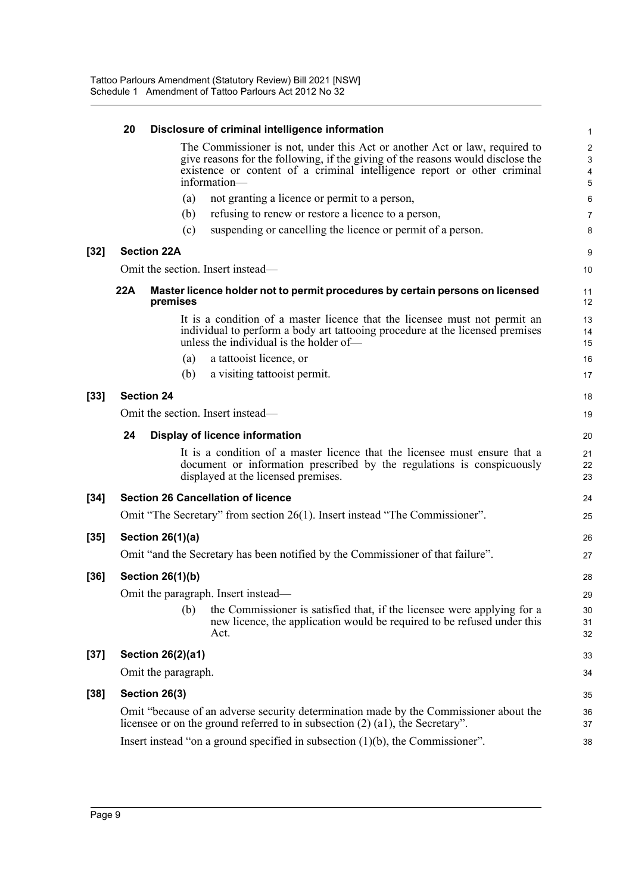**20 Disclosure of criminal intelligence information**

The Commissioner is not, under this Act or another Act or law, required to give reasons for the following, if the giving of the reasons would disclose the existence or content of a criminal intelligence report or other criminal information—

(a) not granting a licence or permit to a person,

(b) refusing to renew or restore a licence to a person,

(c) suspending or cancelling the licence or permit of a person.

**[32] Section 22A**

Omit the section. Insert instead—

**22A Master licence holder not to permit procedures by certain persons on licensed premises**

It is a condition of a master licence that the licensee must not permit an individual to perform a body art tattooing procedure at the licensed premises unless the individual is the holder of—

(a) a tattooist licence, or

(b) a visiting tattooist permit.

**[33] Section 24**

Omit the section. Insert instead—

**24 Display of licence information**

It is a condition of a master licence that the licensee must ensure that a document or information prescribed by the regulations is conspicuously displayed at the licensed premises.

**[34] Section 26 Cancellation of licence**

Omit "The Secretary" from section 26(1). Insert instead "The Commissioner".

**[35] Section 26(1)(a)**

Omit "and the Secretary has been notified by the Commissioner of that failure".

**[36] Section 26(1)(b)**

Omit the paragraph. Insert instead—

(b) the Commissioner is satisfied that, if the licensee were applying for a new licence, the application would be required to be refused under this Act.

**[37] Section 26(2)(a1)**

Omit the paragraph.

**[38] Section 26(3)**

Omit "because of an adverse security determination made by the Commissioner about the licensee or on the ground referred to in subsection (2) (a1), the Secretary".

Insert instead "on a ground specified in subsection (1)(b), the Commissioner".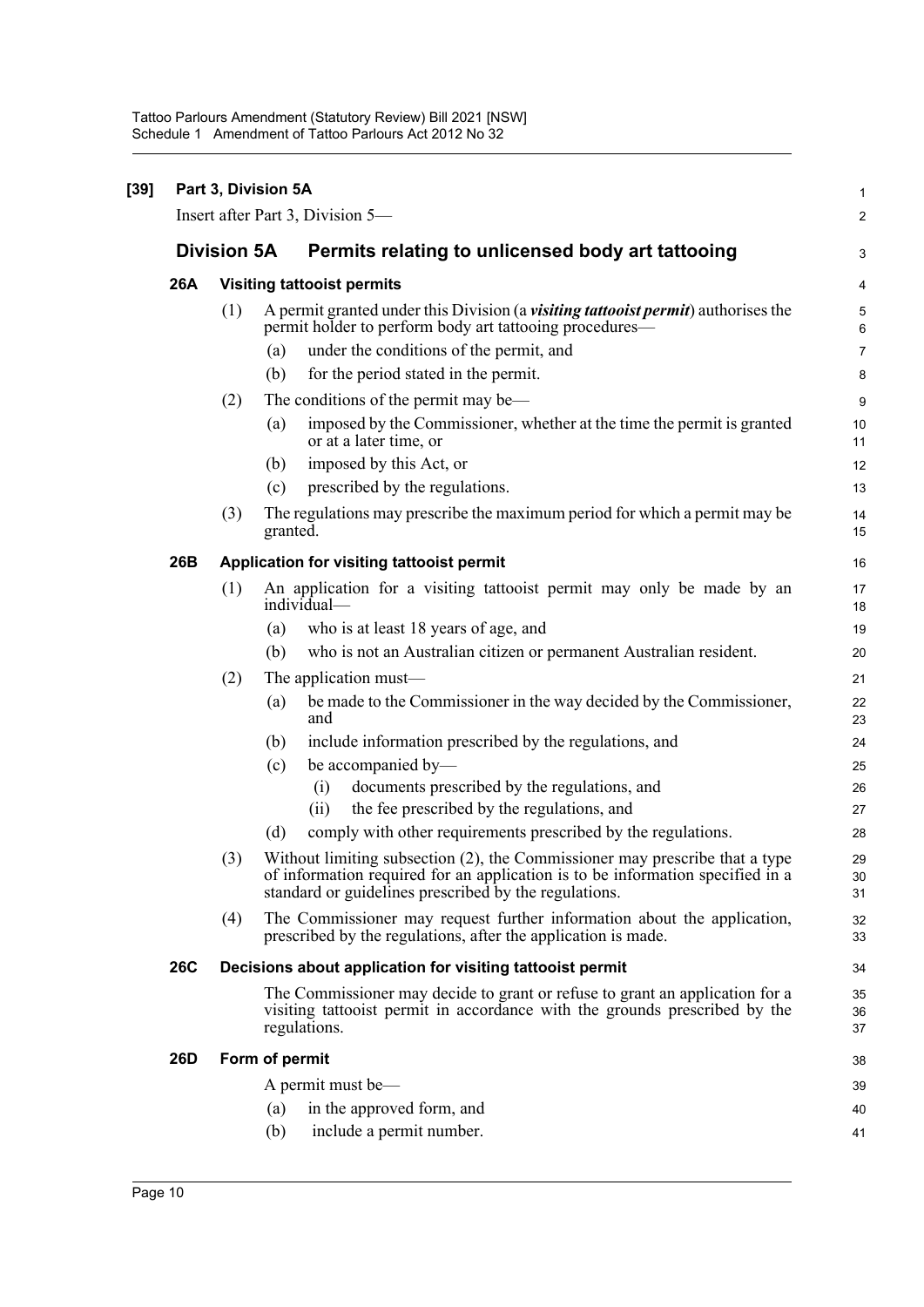**[39] Part 3, Division 5A**

Insert after Part 3, Division 5—

## Division 5A Permits relating to unlicensed body art tattooing

### 26A Visiting tattooist permits

(1) A permit granted under this Division (a ***visiting tattooist permit***) authorises the permit holder to perform body art tattooing procedures—

(a) under the conditions of the permit, and

(b) for the period stated in the permit.

(2) The conditions of the permit may be—

(a) imposed by the Commissioner, whether at the time the permit is granted or at a later time, or

(b) imposed by this Act, or

(c) prescribed by the regulations.

(3) The regulations may prescribe the maximum period for which a permit may be granted.

### 26B Application for visiting tattooist permit

(1) An application for a visiting tattooist permit may only be made by an individual—

(a) who is at least 18 years of age, and

(b) who is not an Australian citizen or permanent Australian resident.

(2) The application must—

(a) be made to the Commissioner in the way decided by the Commissioner, and

(b) include information prescribed by the regulations, and

(c) be accompanied by—

(i) documents prescribed by the regulations, and

(ii) the fee prescribed by the regulations, and

(d) comply with other requirements prescribed by the regulations.

(3) Without limiting subsection (2), the Commissioner may prescribe that a type of information required for an application is to be information specified in a standard or guidelines prescribed by the regulations.

(4) The Commissioner may request further information about the application, prescribed by the regulations, after the application is made.

### 26C Decisions about application for visiting tattooist permit

The Commissioner may decide to grant or refuse to grant an application for a visiting tattooist permit in accordance with the grounds prescribed by the regulations.

### 26D Form of permit

A permit must be—

(a) in the approved form, and

(b) include a permit number.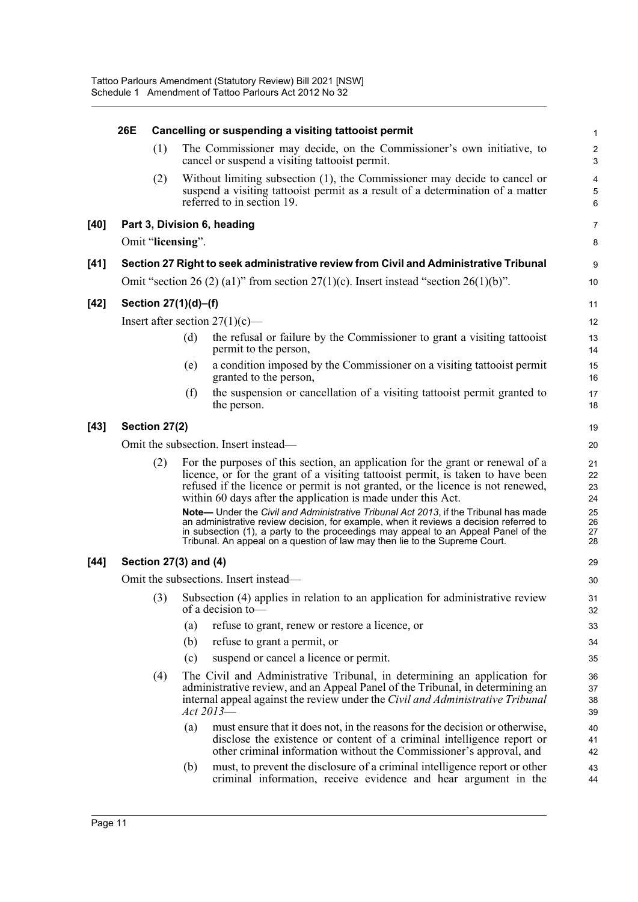**26E Cancelling or suspending a visiting tattooist permit**

(1) The Commissioner may decide, on the Commissioner's own initiative, to cancel or suspend a visiting tattooist permit.

(2) Without limiting subsection (1), the Commissioner may decide to cancel or suspend a visiting tattooist permit as a result of a determination of a matter referred to in section 19.

### [40] Part 3, Division 6, heading

Omit "**licensing**".

### [41] Section 27 Right to seek administrative review from Civil and Administrative Tribunal

Omit "section 26 (2) (a1)" from section 27(1)(c). Insert instead "section 26(1)(b)".

### [42] Section 27(1)(d)–(f)

Insert after section 27(1)(c)—

(d) the refusal or failure by the Commissioner to grant a visiting tattooist permit to the person,

(e) a condition imposed by the Commissioner on a visiting tattooist permit granted to the person,

(f) the suspension or cancellation of a visiting tattooist permit granted to the person.

### [43] Section 27(2)

Omit the subsection. Insert instead—

(2) For the purposes of this section, an application for the grant or renewal of a licence, or for the grant of a visiting tattooist permit, is taken to have been refused if the licence or permit is not granted, or the licence is not renewed, within 60 days after the application is made under this Act.

**Note—** Under the *Civil and Administrative Tribunal Act 2013*, if the Tribunal has made an administrative review decision, for example, when it reviews a decision referred to in subsection (1), a party to the proceedings may appeal to an Appeal Panel of the Tribunal. An appeal on a question of law may then lie to the Supreme Court.

### [44] Section 27(3) and (4)

Omit the subsections. Insert instead—

(3) Subsection (4) applies in relation to an application for administrative review of a decision to—

(a) refuse to grant, renew or restore a licence, or

(b) refuse to grant a permit, or

(c) suspend or cancel a licence or permit.

(4) The Civil and Administrative Tribunal, in determining an application for administrative review, and an Appeal Panel of the Tribunal, in determining an internal appeal against the review under the *Civil and Administrative Tribunal Act 2013*—

(a) must ensure that it does not, in the reasons for the decision or otherwise, disclose the existence or content of a criminal intelligence report or other criminal information without the Commissioner's approval, and

(b) must, to prevent the disclosure of a criminal intelligence report or other criminal information, receive evidence and hear argument in the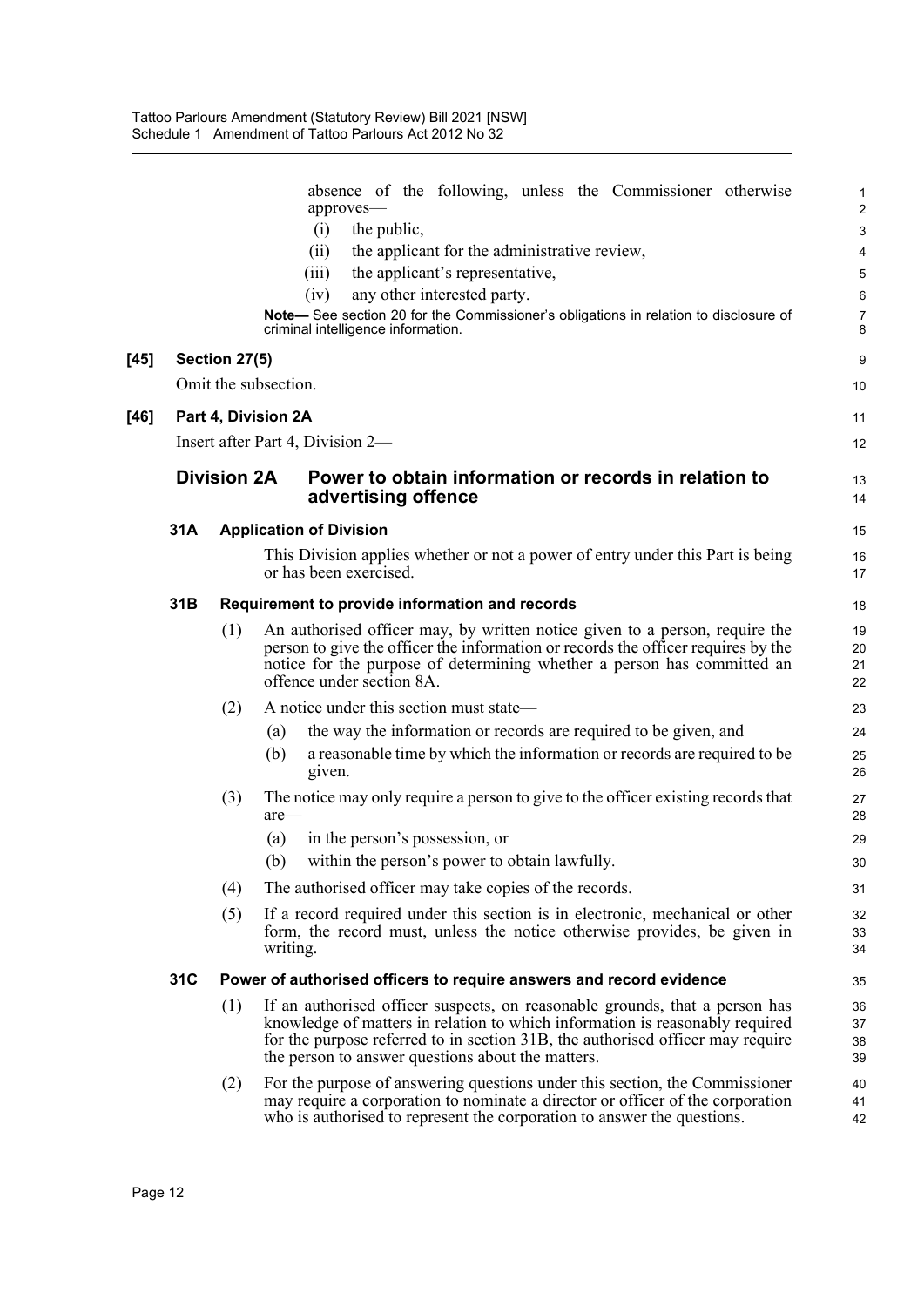absence of the following, unless the Commissioner otherwise approves—

(i) the public,

(ii) the applicant for the administrative review,

(iii) the applicant's representative,

(iv) any other interested party.

**Note—** See section 20 for the Commissioner's obligations in relation to disclosure of criminal intelligence information.

**[45] Section 27(5)**

Omit the subsection.

**[46] Part 4, Division 2A**

Insert after Part 4, Division 2—

## Division 2A Power to obtain information or records in relation to advertising offence

### 31A Application of Division

This Division applies whether or not a power of entry under this Part is being or has been exercised.

### 31B Requirement to provide information and records

(1) An authorised officer may, by written notice given to a person, require the person to give the officer the information or records the officer requires by the notice for the purpose of determining whether a person has committed an offence under section 8A.

(2) A notice under this section must state—

(a) the way the information or records are required to be given, and

(b) a reasonable time by which the information or records are required to be given.

(3) The notice may only require a person to give to the officer existing records that are—

(a) in the person's possession, or

(b) within the person's power to obtain lawfully.

(4) The authorised officer may take copies of the records.

(5) If a record required under this section is in electronic, mechanical or other form, the record must, unless the notice otherwise provides, be given in writing.

### 31C Power of authorised officers to require answers and record evidence

(1) If an authorised officer suspects, on reasonable grounds, that a person has knowledge of matters in relation to which information is reasonably required for the purpose referred to in section 31B, the authorised officer may require the person to answer questions about the matters.

(2) For the purpose of answering questions under this section, the Commissioner may require a corporation to nominate a director or officer of the corporation who is authorised to represent the corporation to answer the questions.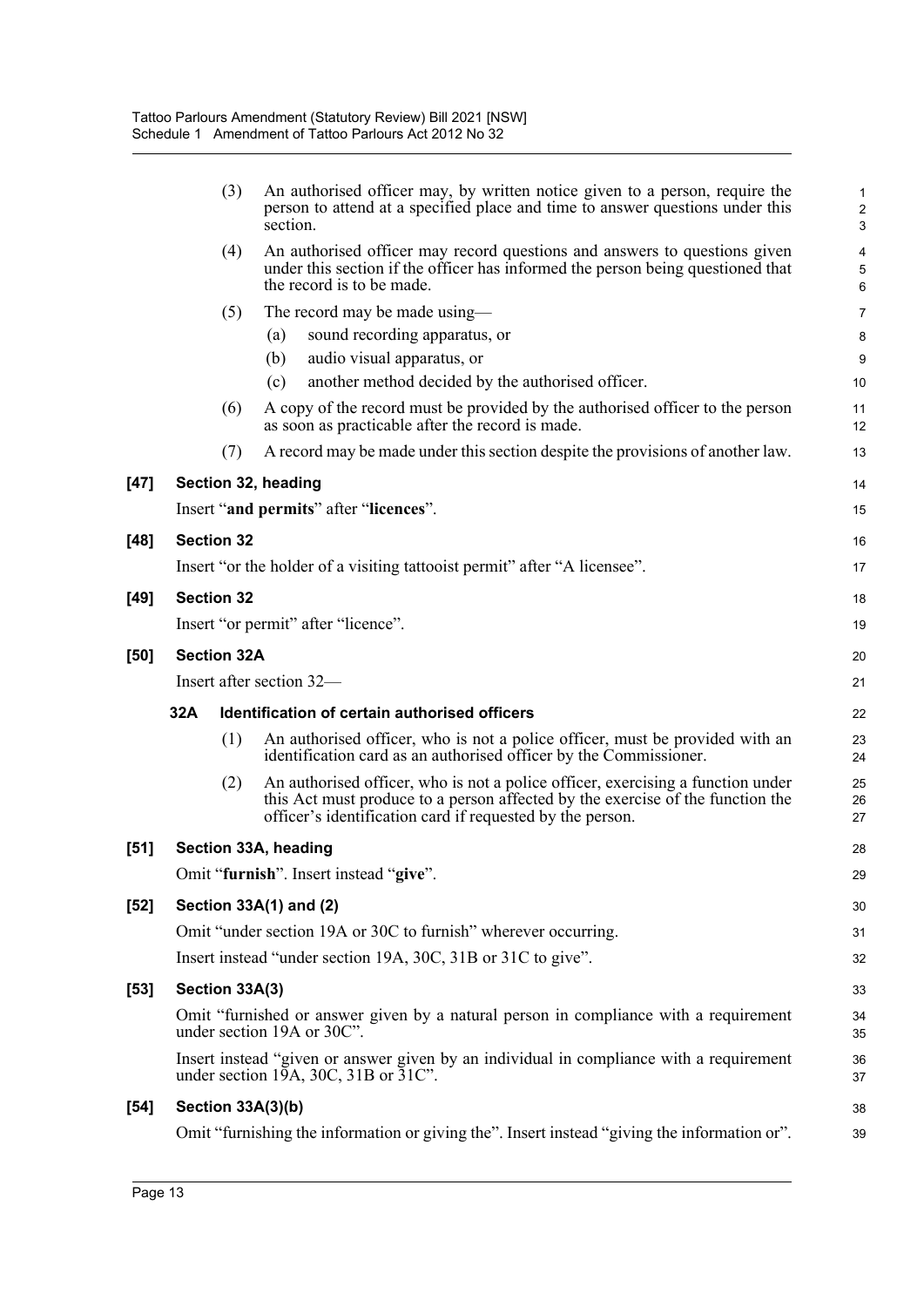(3) An authorised officer may, by written notice given to a person, require the person to attend at a specified place and time to answer questions under this section.

(4) An authorised officer may record questions and answers to questions given under this section if the officer has informed the person being questioned that the record is to be made.

(5) The record may be made using—

(a) sound recording apparatus, or

(b) audio visual apparatus, or

(c) another method decided by the authorised officer.

(6) A copy of the record must be provided by the authorised officer to the person as soon as practicable after the record is made.

(7) A record may be made under this section despite the provisions of another law.

**[47] Section 32, heading**

Insert "**and permits**" after "**licences**".

**[48] Section 32**

Insert "or the holder of a visiting tattooist permit" after "A licensee".

**[49] Section 32**

Insert "or permit" after "licence".

**[50] Section 32A**

Insert after section 32—

**32A Identification of certain authorised officers**

(1) An authorised officer, who is not a police officer, must be provided with an identification card as an authorised officer by the Commissioner.

(2) An authorised officer, who is not a police officer, exercising a function under this Act must produce to a person affected by the exercise of the function the officer's identification card if requested by the person.

**[51] Section 33A, heading**

Omit "**furnish**". Insert instead "**give**".

**[52] Section 33A(1) and (2)**

Omit "under section 19A or 30C to furnish" wherever occurring.

Insert instead "under section 19A, 30C, 31B or 31C to give".

**[53] Section 33A(3)**

Omit "furnished or answer given by a natural person in compliance with a requirement under section 19A or 30C".

Insert instead "given or answer given by an individual in compliance with a requirement under section 19A, 30C, 31B or 31C".

**[54] Section 33A(3)(b)**

Omit "furnishing the information or giving the". Insert instead "giving the information or".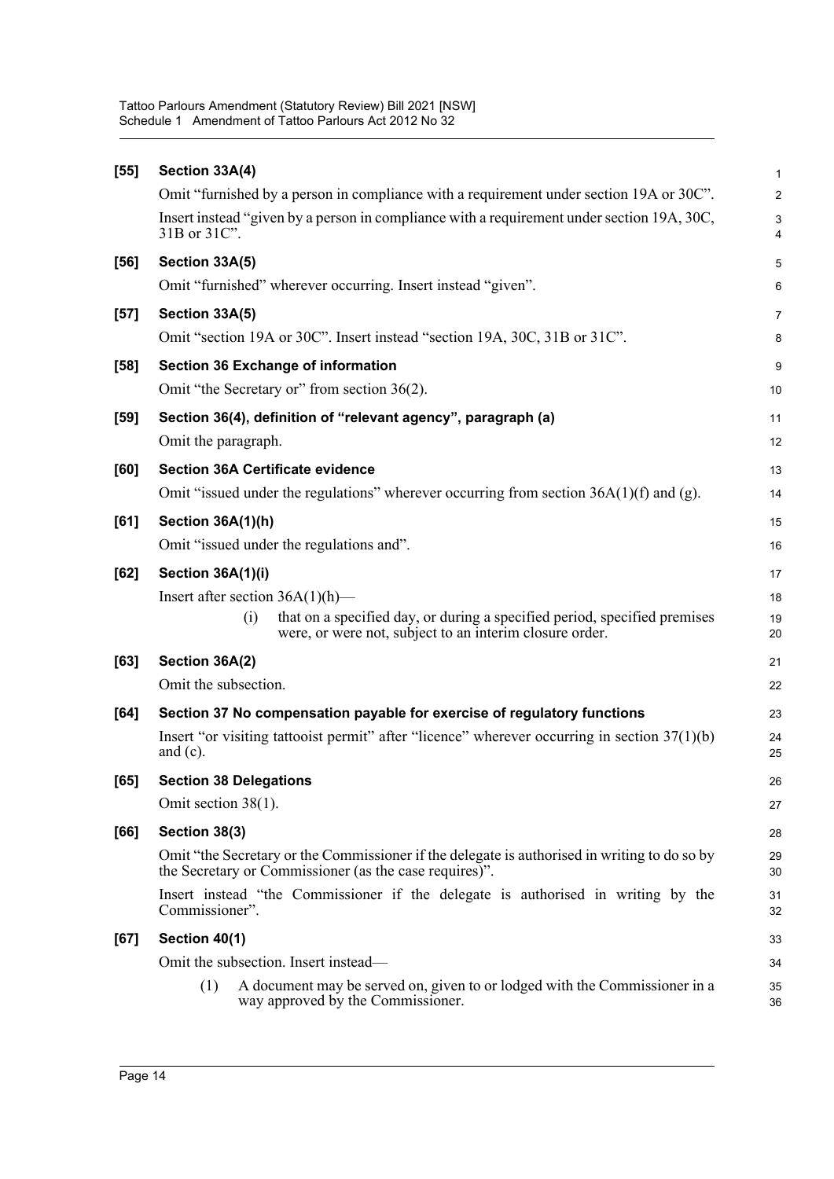**[55] Section 33A(4)**

Omit "furnished by a person in compliance with a requirement under section 19A or 30C".

Insert instead "given by a person in compliance with a requirement under section 19A, 30C, 31B or 31C".

**[56] Section 33A(5)**

Omit "furnished" wherever occurring. Insert instead "given".

**[57] Section 33A(5)**

Omit "section 19A or 30C". Insert instead "section 19A, 30C, 31B or 31C".

**[58] Section 36 Exchange of information**

Omit "the Secretary or" from section 36(2).

**[59] Section 36(4), definition of "relevant agency", paragraph (a)**

Omit the paragraph.

**[60] Section 36A Certificate evidence**

Omit "issued under the regulations" wherever occurring from section 36A(1)(f) and (g).

**[61] Section 36A(1)(h)**

Omit "issued under the regulations and".

**[62] Section 36A(1)(i)**

Insert after section 36A(1)(h)—

> (i) that on a specified day, or during a specified period, specified premises were, or were not, subject to an interim closure order.

**[63] Section 36A(2)**

Omit the subsection.

**[64] Section 37 No compensation payable for exercise of regulatory functions**

Insert "or visiting tattooist permit" after "licence" wherever occurring in section 37(1)(b) and (c).

**[65] Section 38 Delegations**

Omit section 38(1).

**[66] Section 38(3)**

Omit "the Secretary or the Commissioner if the delegate is authorised in writing to do so by the Secretary or Commissioner (as the case requires)".

Insert instead "the Commissioner if the delegate is authorised in writing by the Commissioner".

**[67] Section 40(1)**

Omit the subsection. Insert instead—

> (1) A document may be served on, given to or lodged with the Commissioner in a way approved by the Commissioner.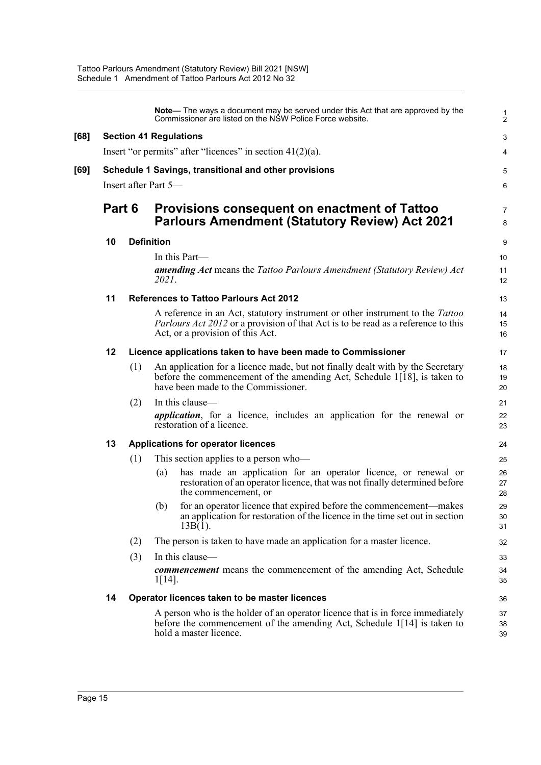**Note—** The ways a document may be served under this Act that are approved by the Commissioner are listed on the NSW Police Force website.

**[68] Section 41 Regulations**

Insert "or permits" after "licences" in section 41(2)(a).

**[69] Schedule 1 Savings, transitional and other provisions**

Insert after Part 5—

## Part 6 Provisions consequent on enactment of Tattoo Parlours Amendment (Statutory Review) Act 2021

### 10 Definition

In this Part—

***amending Act*** means the *Tattoo Parlours Amendment (Statutory Review) Act 2021*.

### 11 References to Tattoo Parlours Act 2012

A reference in an Act, statutory instrument or other instrument to the *Tattoo Parlours Act 2012* or a provision of that Act is to be read as a reference to this Act, or a provision of this Act.

### 12 Licence applications taken to have been made to Commissioner

(1) An application for a licence made, but not finally dealt with by the Secretary before the commencement of the amending Act, Schedule 1[18], is taken to have been made to the Commissioner.

(2) In this clause—

***application***, for a licence, includes an application for the renewal or restoration of a licence.

### 13 Applications for operator licences

(1) This section applies to a person who—

(a) has made an application for an operator licence, or renewal or restoration of an operator licence, that was not finally determined before the commencement, or

(b) for an operator licence that expired before the commencement—makes an application for restoration of the licence in the time set out in section 13B(1).

(2) The person is taken to have made an application for a master licence.

(3) In this clause—

***commencement*** means the commencement of the amending Act, Schedule 1[14].

### 14 Operator licences taken to be master licences

A person who is the holder of an operator licence that is in force immediately before the commencement of the amending Act, Schedule 1[14] is taken to hold a master licence.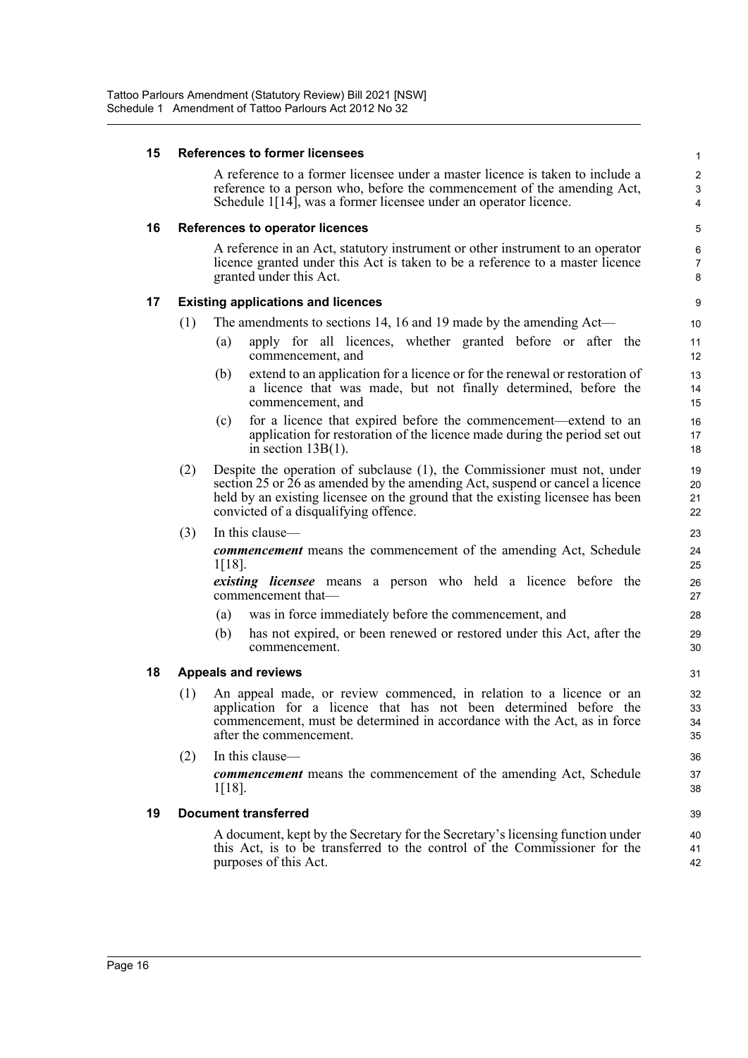### 15 References to former licensees

A reference to a former licensee under a master licence is taken to include a reference to a person who, before the commencement of the amending Act, Schedule 1[14], was a former licensee under an operator licence.

### 16 References to operator licences

A reference in an Act, statutory instrument or other instrument to an operator licence granted under this Act is taken to be a reference to a master licence granted under this Act.

### 17 Existing applications and licences

(1) The amendments to sections 14, 16 and 19 made by the amending Act—

- (a) apply for all licences, whether granted before or after the commencement, and
- (b) extend to an application for a licence or for the renewal or restoration of a licence that was made, but not finally determined, before the commencement, and
- (c) for a licence that expired before the commencement—extend to an application for restoration of the licence made during the period set out in section 13B(1).

(2) Despite the operation of subclause (1), the Commissioner must not, under section 25 or 26 as amended by the amending Act, suspend or cancel a licence held by an existing licensee on the ground that the existing licensee has been convicted of a disqualifying offence.

(3) In this clause—

***commencement*** means the commencement of the amending Act, Schedule 1[18].

***existing licensee*** means a person who held a licence before the commencement that—

- (a) was in force immediately before the commencement, and
- (b) has not expired, or been renewed or restored under this Act, after the commencement.

### 18 Appeals and reviews

(1) An appeal made, or review commenced, in relation to a licence or an application for a licence that has not been determined before the commencement, must be determined in accordance with the Act, as in force after the commencement.

(2) In this clause—

***commencement*** means the commencement of the amending Act, Schedule 1[18].

### 19 Document transferred

A document, kept by the Secretary for the Secretary's licensing function under this Act, is to be transferred to the control of the Commissioner for the purposes of this Act.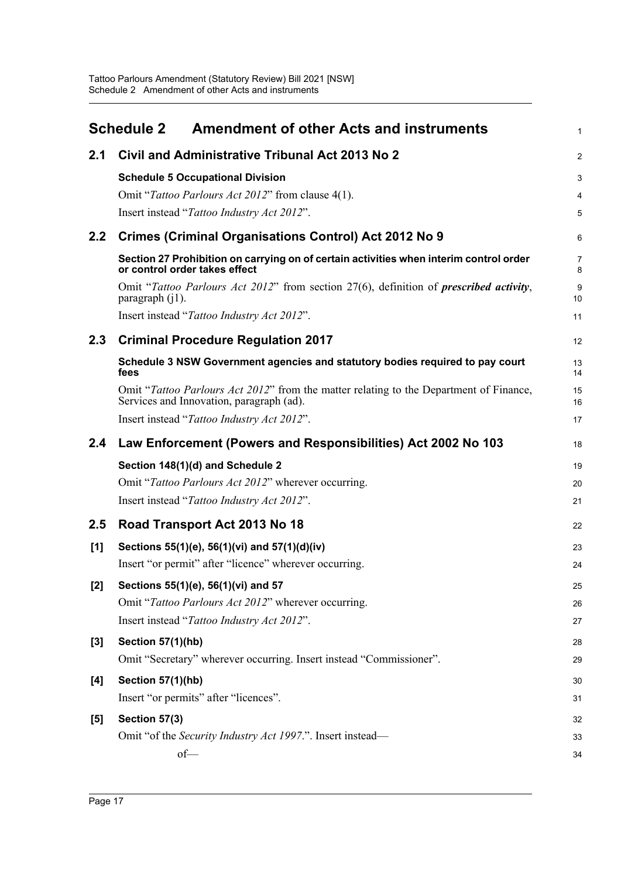# Schedule 2 Amendment of other Acts and instruments

## 2.1 Civil and Administrative Tribunal Act 2013 No 2

**Schedule 5 Occupational Division**

Omit "*Tattoo Parlours Act 2012*" from clause 4(1).

Insert instead "*Tattoo Industry Act 2012*".

## 2.2 Crimes (Criminal Organisations Control) Act 2012 No 9

**Section 27 Prohibition on carrying on of certain activities when interim control order or control order takes effect**

Omit "*Tattoo Parlours Act 2012*" from section 27(6), definition of ***prescribed activity***, paragraph (j1).

Insert instead "*Tattoo Industry Act 2012*".

## 2.3 Criminal Procedure Regulation 2017

**Schedule 3 NSW Government agencies and statutory bodies required to pay court fees**

Omit "*Tattoo Parlours Act 2012*" from the matter relating to the Department of Finance, Services and Innovation, paragraph (ad).

Insert instead "*Tattoo Industry Act 2012*".

## 2.4 Law Enforcement (Powers and Responsibilities) Act 2002 No 103

**Section 148(1)(d) and Schedule 2**

Omit "*Tattoo Parlours Act 2012*" wherever occurring.

Insert instead "*Tattoo Industry Act 2012*".

## 2.5 Road Transport Act 2013 No 18

**[1] Sections 55(1)(e), 56(1)(vi) and 57(1)(d)(iv)**

Insert "or permit" after "licence" wherever occurring.

**[2] Sections 55(1)(e), 56(1)(vi) and 57**

Omit "*Tattoo Parlours Act 2012*" wherever occurring.

Insert instead "*Tattoo Industry Act 2012*".

**[3] Section 57(1)(hb)**

Omit "Secretary" wherever occurring. Insert instead "Commissioner".

**[4] Section 57(1)(hb)**

Insert "or permits" after "licences".

**[5] Section 57(3)**

Omit "of the *Security Industry Act 1997*.". Insert instead—

of—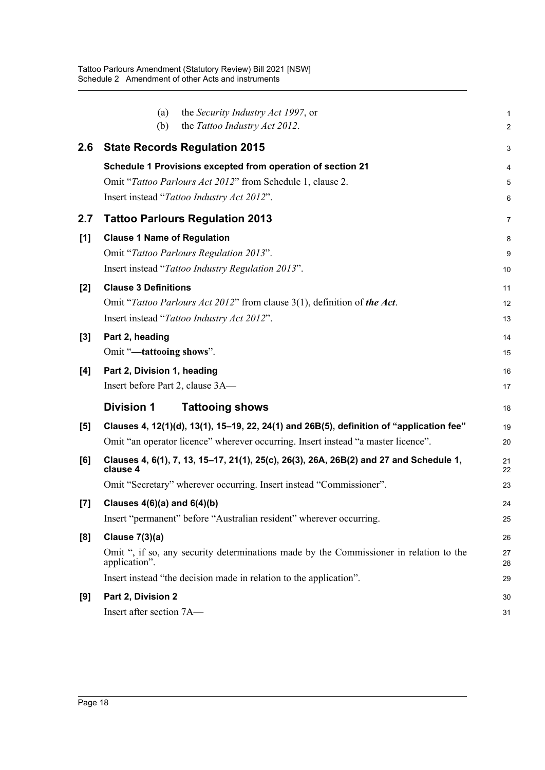(a) the *Security Industry Act 1997*, or

(b) the *Tattoo Industry Act 2012*.

## 2.6 State Records Regulation 2015

**Schedule 1 Provisions excepted from operation of section 21**

Omit "*Tattoo Parlours Act 2012*" from Schedule 1, clause 2.

Insert instead "*Tattoo Industry Act 2012*".

## 2.7 Tattoo Parlours Regulation 2013

**[1] Clause 1 Name of Regulation**

Omit "*Tattoo Parlours Regulation 2013*".

Insert instead "*Tattoo Industry Regulation 2013*".

**[2] Clause 3 Definitions**

Omit "*Tattoo Parlours Act 2012*" from clause 3(1), definition of ***the Act***.

Insert instead "*Tattoo Industry Act 2012*".

**[3] Part 2, heading**

Omit "**—tattooing shows**".

**[4] Part 2, Division 1, heading**

Insert before Part 2, clause 3A—

### Division 1 Tattooing shows

**[5] Clauses 4, 12(1)(d), 13(1), 15–19, 22, 24(1) and 26B(5), definition of "application fee"**

Omit "an operator licence" wherever occurring. Insert instead "a master licence".

**[6] Clauses 4, 6(1), 7, 13, 15–17, 21(1), 25(c), 26(3), 26A, 26B(2) and 27 and Schedule 1, clause 4**

Omit "Secretary" wherever occurring. Insert instead "Commissioner".

**[7] Clauses 4(6)(a) and 6(4)(b)**

Insert "permanent" before "Australian resident" wherever occurring.

**[8] Clause 7(3)(a)**

Omit ", if so, any security determinations made by the Commissioner in relation to the application".

Insert instead "the decision made in relation to the application".

**[9] Part 2, Division 2**

Insert after section 7A—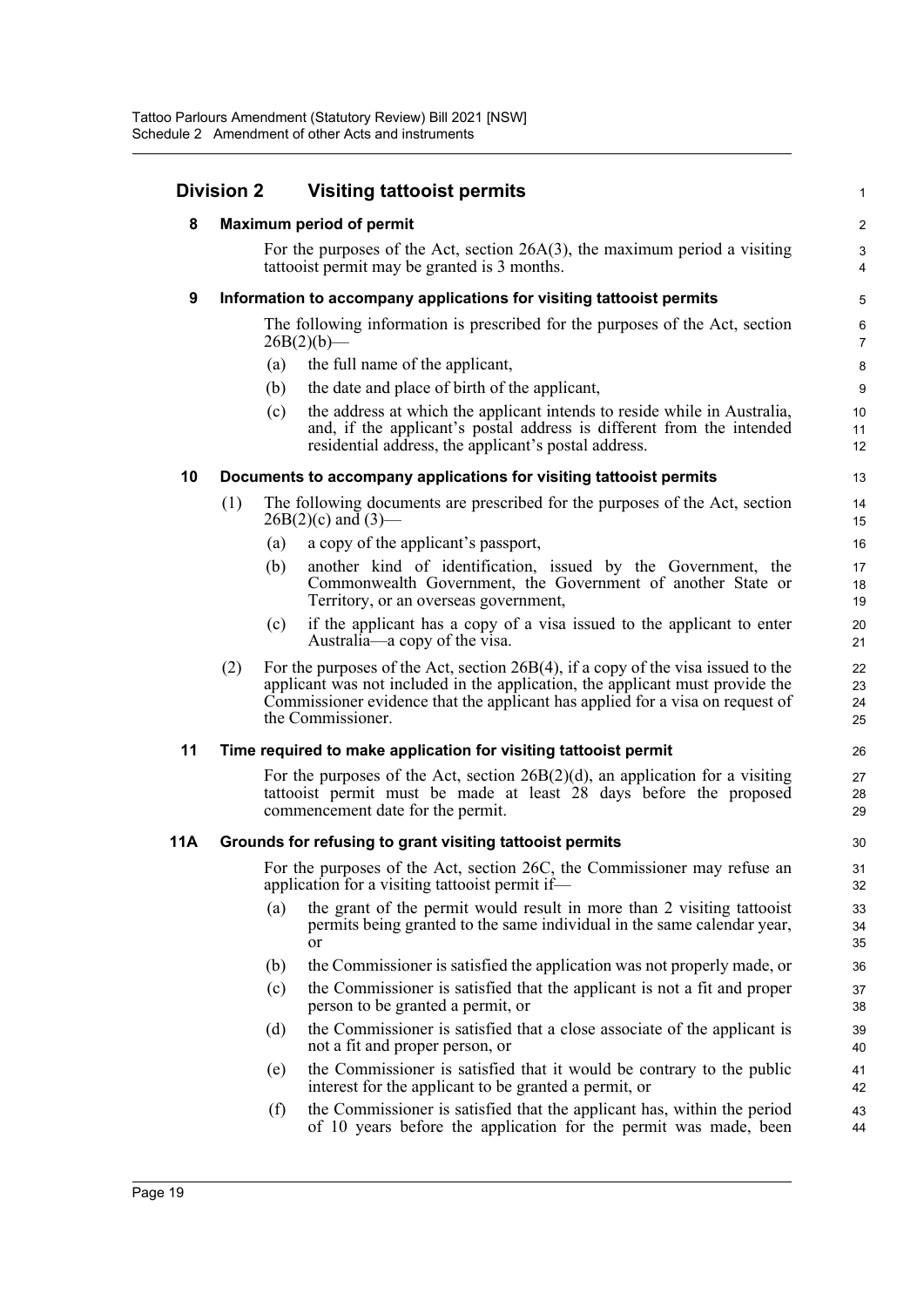## Division 2 Visiting tattooist permits

### 8 Maximum period of permit

For the purposes of the Act, section 26A(3), the maximum period a visiting tattooist permit may be granted is 3 months.

### 9 Information to accompany applications for visiting tattooist permits

The following information is prescribed for the purposes of the Act, section 26B(2)(b)—

(a) the full name of the applicant,

(b) the date and place of birth of the applicant,

(c) the address at which the applicant intends to reside while in Australia, and, if the applicant's postal address is different from the intended residential address, the applicant's postal address.

### 10 Documents to accompany applications for visiting tattooist permits

(1) The following documents are prescribed for the purposes of the Act, section 26B(2)(c) and (3)—

(a) a copy of the applicant's passport,

(b) another kind of identification, issued by the Government, the Commonwealth Government, the Government of another State or Territory, or an overseas government,

(c) if the applicant has a copy of a visa issued to the applicant to enter Australia—a copy of the visa.

(2) For the purposes of the Act, section 26B(4), if a copy of the visa issued to the applicant was not included in the application, the applicant must provide the Commissioner evidence that the applicant has applied for a visa on request of the Commissioner.

### 11 Time required to make application for visiting tattooist permit

For the purposes of the Act, section 26B(2)(d), an application for a visiting tattooist permit must be made at least 28 days before the proposed commencement date for the permit.

### 11A Grounds for refusing to grant visiting tattooist permits

For the purposes of the Act, section 26C, the Commissioner may refuse an application for a visiting tattooist permit if—

(a) the grant of the permit would result in more than 2 visiting tattooist permits being granted to the same individual in the same calendar year, or

(b) the Commissioner is satisfied the application was not properly made, or

(c) the Commissioner is satisfied that the applicant is not a fit and proper person to be granted a permit, or

(d) the Commissioner is satisfied that a close associate of the applicant is not a fit and proper person, or

(e) the Commissioner is satisfied that it would be contrary to the public interest for the applicant to be granted a permit, or

(f) the Commissioner is satisfied that the applicant has, within the period of 10 years before the application for the permit was made, been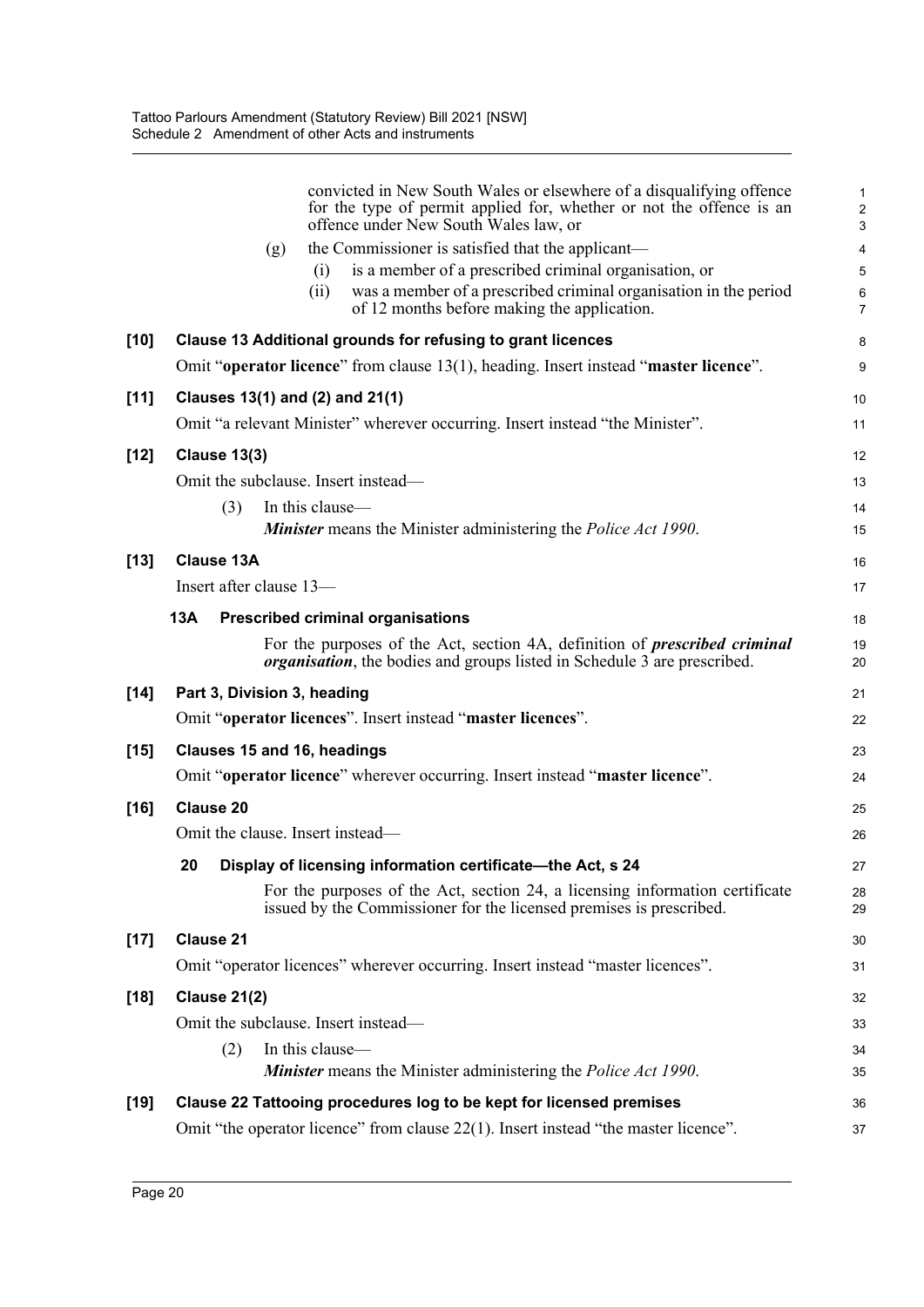convicted in New South Wales or elsewhere of a disqualifying offence for the type of permit applied for, whether or not the offence is an offence under New South Wales law, or

(g) the Commissioner is satisfied that the applicant—

(i) is a member of a prescribed criminal organisation, or

(ii) was a member of a prescribed criminal organisation in the period of 12 months before making the application.

**[10] Clause 13 Additional grounds for refusing to grant licences**

Omit "**operator licence**" from clause 13(1), heading. Insert instead "**master licence**".

**[11] Clauses 13(1) and (2) and 21(1)**

Omit "a relevant Minister" wherever occurring. Insert instead "the Minister".

**[12] Clause 13(3)**

Omit the subclause. Insert instead—

(3) In this clause—

***Minister*** means the Minister administering the *Police Act 1990*.

**[13] Clause 13A**

Insert after clause 13—

**13A Prescribed criminal organisations**

For the purposes of the Act, section 4A, definition of ***prescribed criminal organisation***, the bodies and groups listed in Schedule 3 are prescribed.

**[14] Part 3, Division 3, heading**

Omit "**operator licences**". Insert instead "**master licences**".

**[15] Clauses 15 and 16, headings**

Omit "**operator licence**" wherever occurring. Insert instead "**master licence**".

**[16] Clause 20**

Omit the clause. Insert instead—

**20 Display of licensing information certificate—the Act, s 24**

For the purposes of the Act, section 24, a licensing information certificate issued by the Commissioner for the licensed premises is prescribed.

**[17] Clause 21**

Omit "operator licences" wherever occurring. Insert instead "master licences".

**[18] Clause 21(2)**

Omit the subclause. Insert instead—

(2) In this clause—

***Minister*** means the Minister administering the *Police Act 1990*.

**[19] Clause 22 Tattooing procedures log to be kept for licensed premises**

Omit "the operator licence" from clause 22(1). Insert instead "the master licence".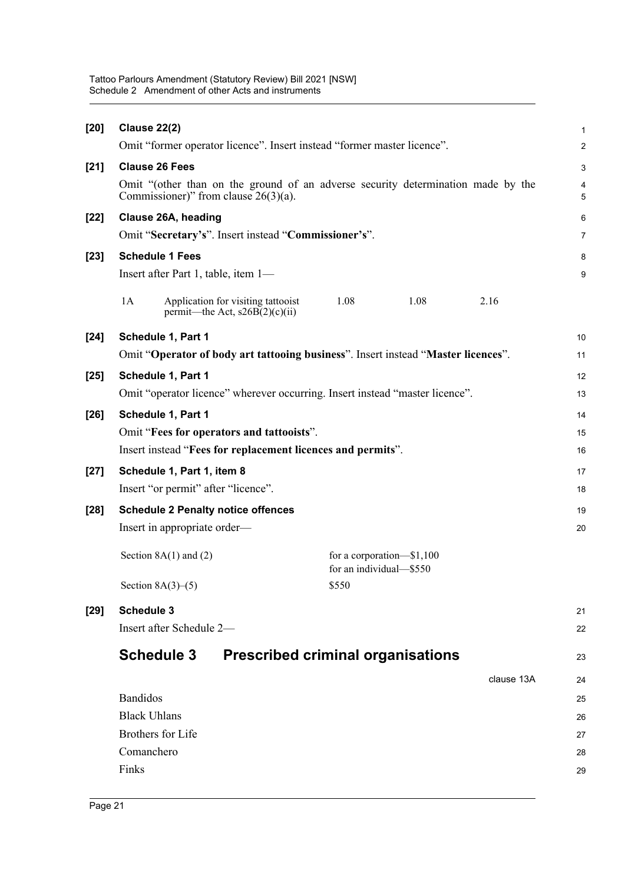**[20] Clause 22(2)**

Omit "former operator licence". Insert instead "former master licence".

**[21] Clause 26 Fees**

Omit "(other than on the ground of an adverse security determination made by the Commissioner)" from clause 26(3)(a).

**[22] Clause 26A, heading**

Omit "**Secretary's**". Insert instead "**Commissioner's**".

**[23] Schedule 1 Fees**

Insert after Part 1, table, item 1—

| | | | | |
|---|---|---|---|---|
| 1A | Application for visiting tattooist permit—the Act, s26B(2)(c)(ii) | 1.08 | 1.08 | 2.16 |

**[24] Schedule 1, Part 1**

Omit "**Operator of body art tattooing business**". Insert instead "**Master licences**".

**[25] Schedule 1, Part 1**

Omit "operator licence" wherever occurring. Insert instead "master licence".

**[26] Schedule 1, Part 1**

Omit "**Fees for operators and tattooists**".

Insert instead "**Fees for replacement licences and permits**".

**[27] Schedule 1, Part 1, item 8**

Insert "or permit" after "licence".

**[28] Schedule 2 Penalty notice offences**

Insert in appropriate order—

| | |
|---|---|
| Section 8A(1) and (2) | for a corporation—\$1,100<br>for an individual—\$550 |
| Section 8A(3)–(5) | \$550 |

**[29] Schedule 3**

Insert after Schedule 2—

## Schedule 3 Prescribed criminal organisations

clause 13A

Bandidos

Black Uhlans

Brothers for Life

Comanchero

Finks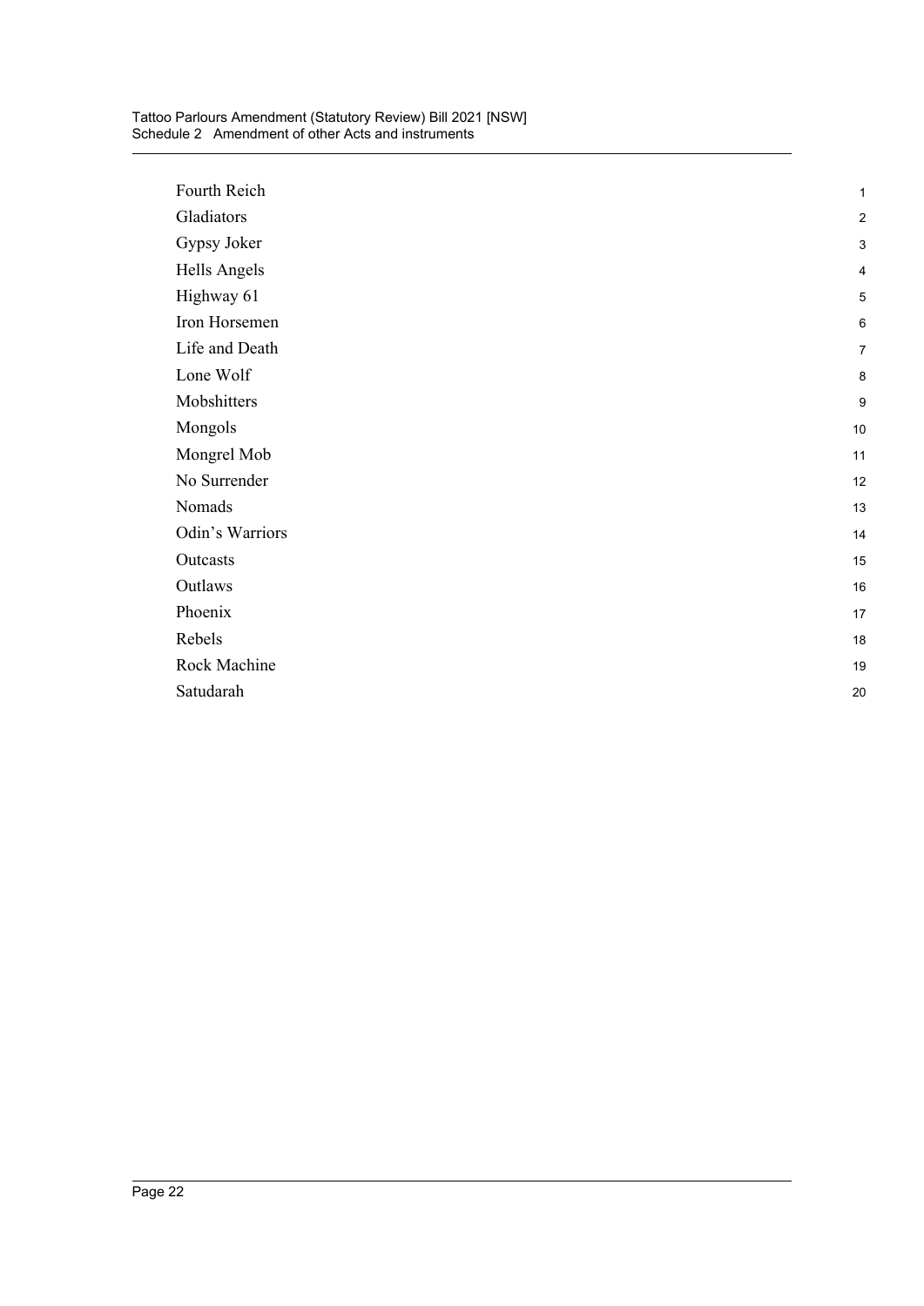Fourth Reich

Gladiators

Gypsy Joker

Hells Angels

Highway 61

Iron Horsemen

Life and Death

Lone Wolf

Mobshitters

Mongols

Mongrel Mob

No Surrender

Nomads

Odin's Warriors

Outcasts

Outlaws

Phoenix

Rebels

Rock Machine

Satudarah